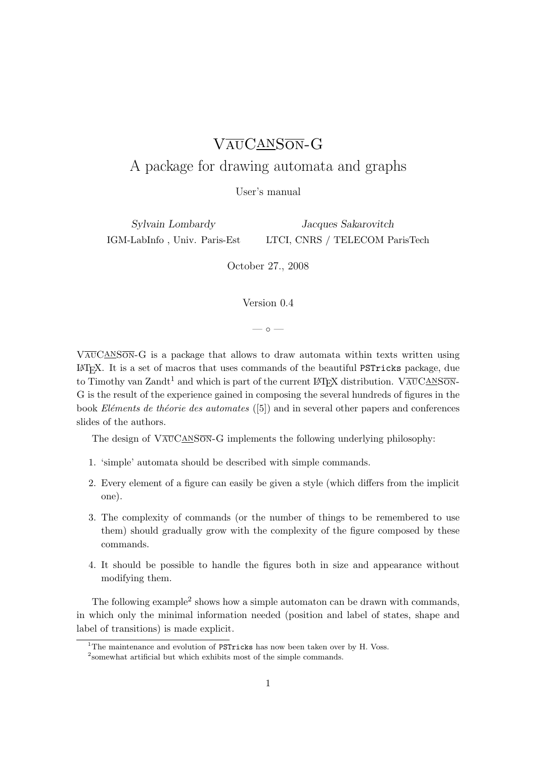# VAUCANSON-G

## A package for drawing automata and graphs

User's manual

*Sylvain Lombardy*
IGM-LabInfo , Univ. Paris-Est

*Jacques Sakarovitch*
LTCI, CNRS / TELECOM ParisTech

October 27., 2008

Version 0.4

— ◦ —

VAUCANSON-G is a package that allows to draw automata within texts written using LaTeX. It is a set of macros that uses commands of the beautiful `PSTricks` package, due to Timothy van Zandt[1] and which is part of the current LaTeX distribution. VAUCANSON-G is the result of the experience gained in composing the several hundreds of figures in the book *Eléments de théorie des automates* ([5]) and in several other papers and conferences slides of the authors.

The design of VAUCANSON-G implements the following underlying philosophy:

1. 'simple' automata should be described with simple commands.
2. Every element of a figure can easily be given a style (which differs from the implicit one).
3. The complexity of commands (or the number of things to be remembered to use them) should gradually grow with the complexity of the figure composed by these commands.
4. It should be possible to handle the figures both in size and appearance without modifying them.

The following example[2] shows how a simple automaton can be drawn with commands, in which only the minimal information needed (position and label of states, shape and label of transitions) is made explicit.

[1] The maintenance and evolution of `PSTricks` has now been taken over by H. Voss.

[2] somewhat artificial but which exhibits most of the simple commands.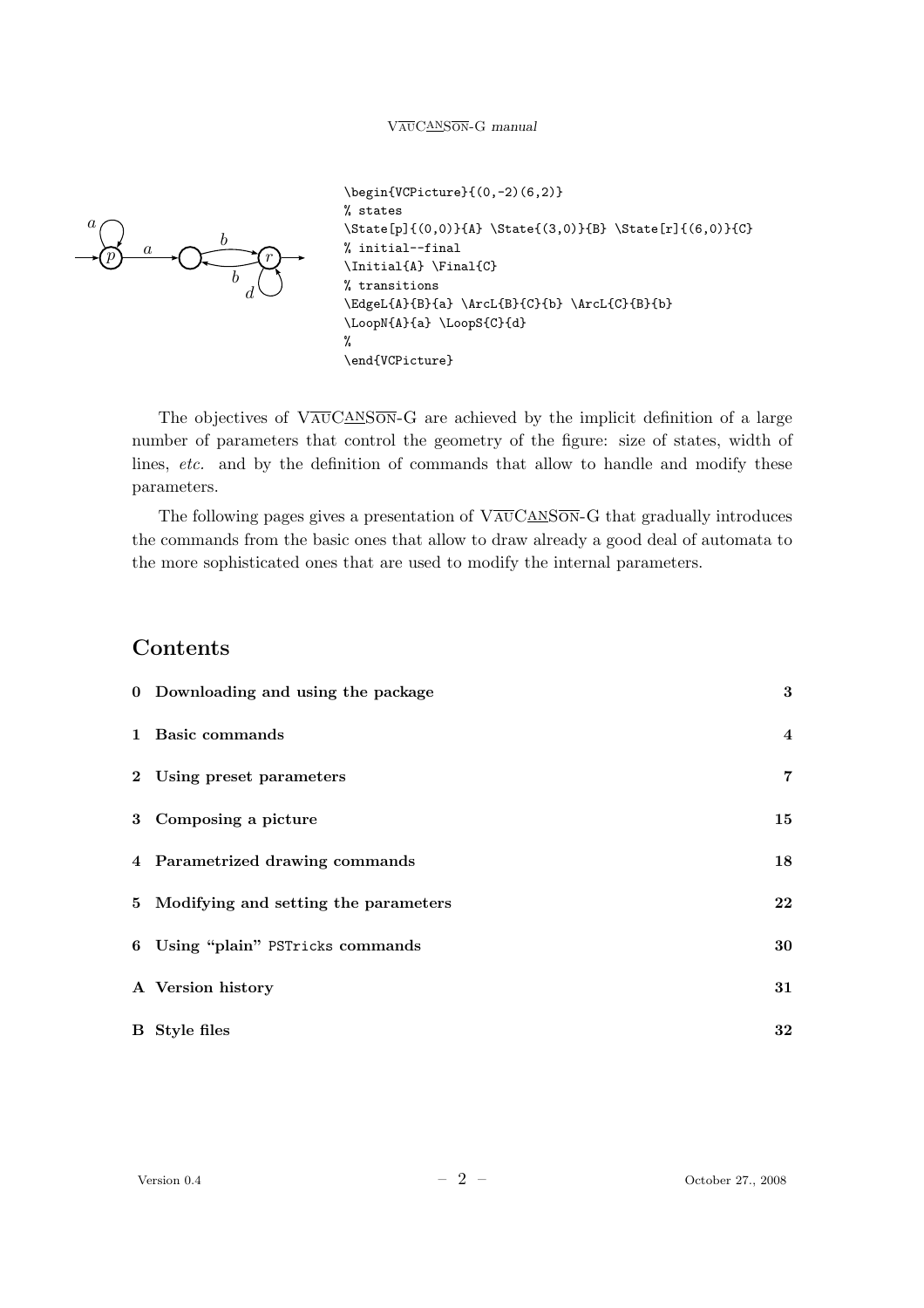```
\begin{VCPicture}{(0,-2)(6,2)}
% states
\State[p]{(0,0)}{A} \State{(3,0)}{B} \State[r]{(6,0)}{C}
% initial--final
\Initial{A} \Final{C}
% transitions
\EdgeL{A}{B}{a} \ArcL{B}{C}{b} \ArcL{C}{B}{b}
\LoopN{A}{a} \LoopS{C}{d}
%
\end{VCPicture}
```

The objectives of VAUCANSON-G are achieved by the implicit definition of a large number of parameters that control the geometry of the figure: size of states, width of lines, *etc.* and by the definition of commands that allow to handle and modify these parameters.

The following pages gives a presentation of VAUCANSON-G that gradually introduces the commands from the basic ones that allow to draw already a good deal of automata to the more sophisticated ones that are used to modify the internal parameters.

## Contents

| | | |
|---|---|---|
| **0** | **Downloading and using the package** | **3** |
| **1** | **Basic commands** | **4** |
| **2** | **Using preset parameters** | **7** |
| **3** | **Composing a picture** | **15** |
| **4** | **Parametrized drawing commands** | **18** |
| **5** | **Modifying and setting the parameters** | **22** |
| **6** | **Using "plain" PSTricks commands** | **30** |
| **A** | **Version history** | **31** |
| **B** | **Style files** | **32** |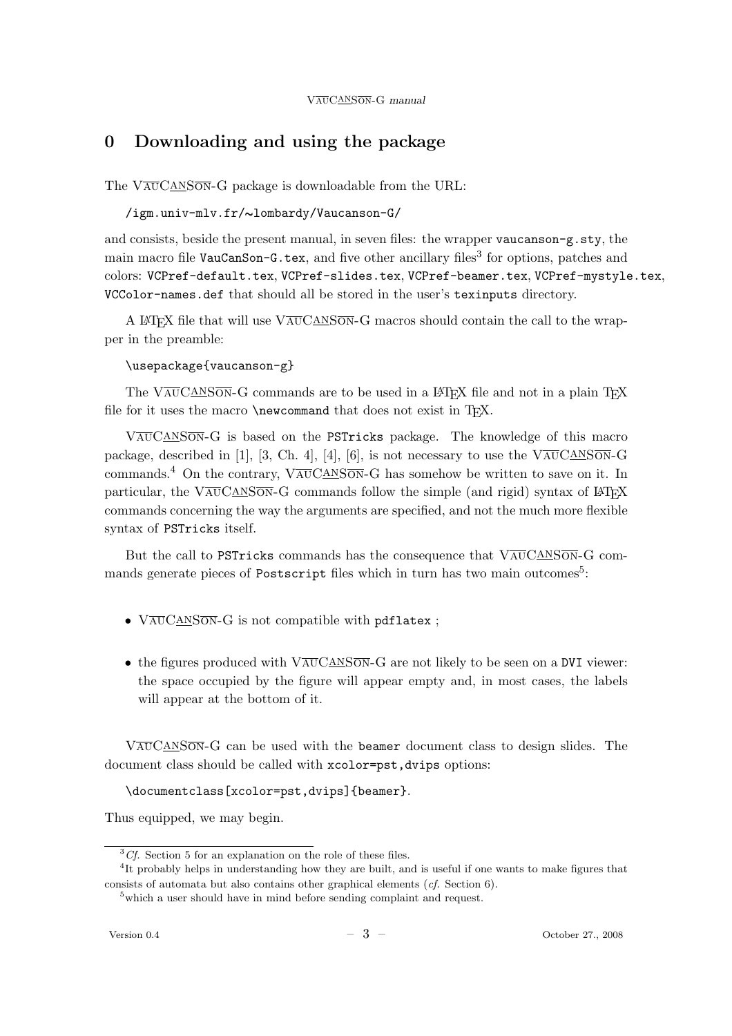# 0 Downloading and using the package

The VAUCANSON-G package is downloadable from the URL:

/igm.univ-mlv.fr/~lombardy/Vaucanson-G/

and consists, beside the present manual, in seven files: the wrapper `vaucanson-g.sty`, the main macro file `VauCanSon-G.tex`, and five other ancillary files[3] for options, patches and colors: `VCPref-default.tex`, `VCPref-slides.tex`, `VCPref-beamer.tex`, `VCPref-mystyle.tex`, `VCColor-names.def` that should all be stored in the user's `texinputs` directory.

A LaTeX file that will use VAUCANSON-G macros should contain the call to the wrapper in the preamble:

```
\usepackage{vaucanson-g}
```

The VAUCANSON-G commands are to be used in a LaTeX file and not in a plain TeX file for it uses the macro `\newcommand` that does not exist in TeX.

VAUCANSON-G is based on the `PSTricks` package. The knowledge of this macro package, described in [1], [3, Ch. 4], [4], [6], is not necessary to use the VAUCANSON-G commands.[4] On the contrary, VAUCANSON-G has somehow be written to save on it. In particular, the VAUCANSON-G commands follow the simple (and rigid) syntax of LaTeX commands concerning the way the arguments are specified, and not the much more flexible syntax of `PSTricks` itself.

But the call to `PSTricks` commands has the consequence that VAUCANSON-G commands generate pieces of `Postscript` files which in turn has two main outcomes[5]:

- VAUCANSON-G is not compatible with `pdflatex` ;
- the figures produced with VAUCANSON-G are not likely to be seen on a `DVI` viewer: the space occupied by the figure will appear empty and, in most cases, the labels will appear at the bottom of it.

VAUCANSON-G can be used with the `beamer` document class to design slides. The document class should be called with `xcolor=pst,dvips` options:

```
\documentclass[xcolor=pst,dvips]{beamer}.
```

Thus equipped, we may begin.

---

[3] *Cf.* Section 5 for an explanation on the role of these files.

[4] It probably helps in understanding how they are built, and is useful if one wants to make figures that consists of automata but also contains other graphical elements (*cf.* Section 6).

[5] which a user should have in mind before sending complaint and request.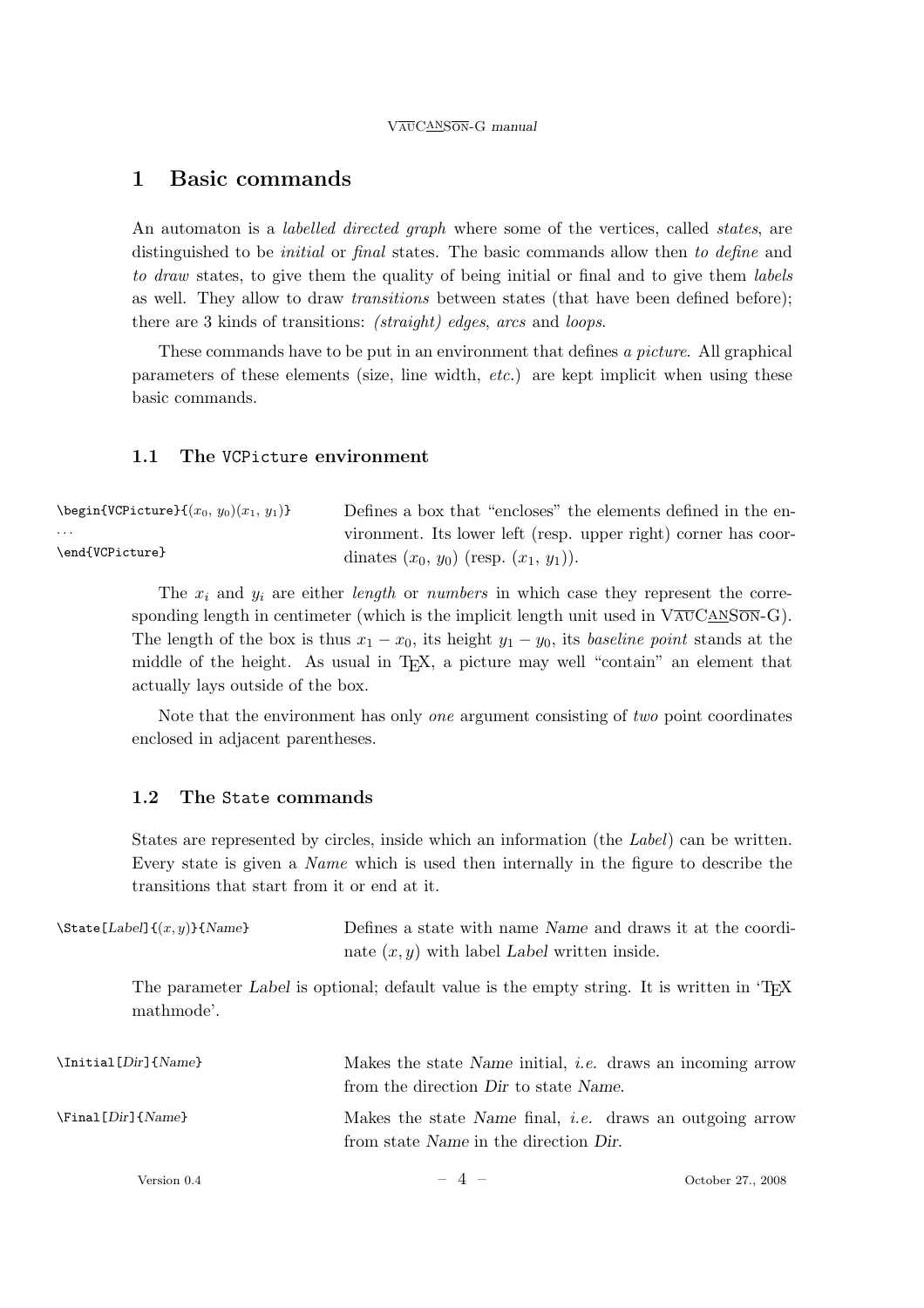# 1 Basic commands

An automaton is a *labelled directed graph* where some of the vertices, called *states*, are distinguished to be *initial* or *final* states. The basic commands allow then *to define* and *to draw* states, to give them the quality of being initial or final and to give them *labels* as well. They allow to draw *transitions* between states (that have been defined before); there are 3 kinds of transitions: *(straight) edges*, *arcs* and *loops*.

These commands have to be put in an environment that defines *a picture*. All graphical parameters of these elements (size, line width, *etc.*) are kept implicit when using these basic commands.

## 1.1 The `VCPicture` environment

```
\begin{VCPicture}{(x0, y0)(x1, y1)}
...
\end{VCPicture}
```

Defines a box that "encloses" the elements defined in the environment. Its lower left (resp. upper right) corner has coordinates $(x_0, y_0)$ (resp. $(x_1, y_1)$).

The $x_i$ and $y_i$ are either *length* or *numbers* in which case they represent the corresponding length in centimeter (which is the implicit length unit used in VAUCANSON-G). The length of the box is thus $x_1 - x_0$, its height $y_1 - y_0$, its *baseline point* stands at the middle of the height. As usual in TEX, a picture may well "contain" an element that actually lays outside of the box.

Note that the environment has only *one* argument consisting of *two* point coordinates enclosed in adjacent parentheses.

## 1.2 The `State` commands

States are represented by circles, inside which an information (the *Label*) can be written. Every state is given a *Name* which is used then internally in the figure to describe the transitions that start from it or end at it.

`\State[Label]{(x,y)}{Name}` — Defines a state with name *Name* and draws it at the coordinate $(x, y)$ with label *Label* written inside.

The parameter *Label* is optional; default value is the empty string. It is written in 'TEX mathmode'.

`\Initial[Dir]{Name}` — Makes the state *Name* initial, *i.e.* draws an incoming arrow from the direction *Dir* to state *Name*.

`\Final[Dir]{Name}` — Makes the state *Name* final, *i.e.* draws an outgoing arrow from state *Name* in the direction *Dir*.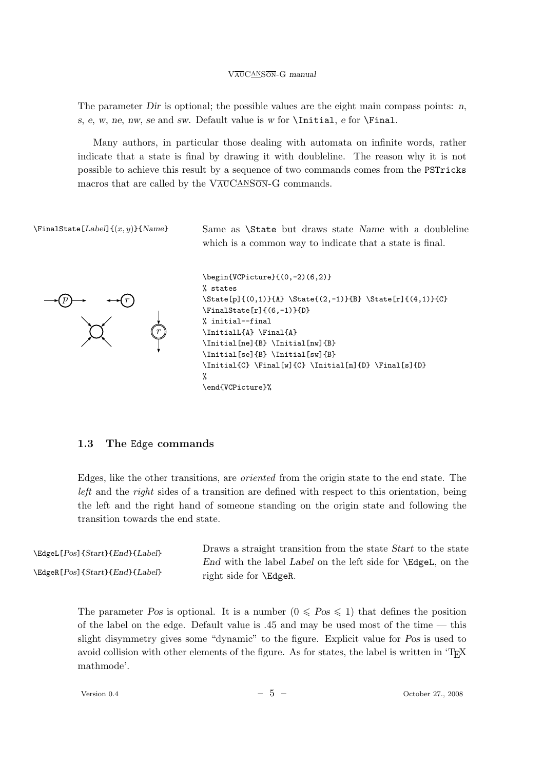The parameter *Dir* is optional; the possible values are the eight main compass points: *n*, *s*, *e*, *w*, *ne*, *nw*, *se* and *sw*. Default value is *w* for `\Initial`, *e* for `\Final`.

Many authors, in particular those dealing with automata on infinite words, rather indicate that a state is final by drawing it with doubleline. The reason why it is not possible to achieve this result by a sequence of two commands comes from the `PSTricks` macros that are called by the VAUCANSON-G commands.

`\FinalState[`*Label*`]{(`$x, y$`)}{`*Name*`}`

Same as `\State` but draws state *Name* with a doubleline which is a common way to indicate that a state is final.

```
\begin{VCPicture}{(0,-2)(6,2)}
% states
\State[p]{(0,1)}{A} \State{(2,-1)}{B} \State[r]{(4,1)}{C}
\FinalState[r]{(6,-1)}{D}
% initial--final
\InitialL{A} \Final{A}
\Initial[ne]{B} \Initial[nw]{B}
\Initial[se]{B} \Initial[sw]{B}
\Initial{C} \Final[w]{C} \Initial[n]{D} \Final[s]{D}
%
\end{VCPicture}%
```

### 1.3 The Edge commands

Edges, like the other transitions, are *oriented* from the origin state to the end state. The *left* and the *right* sides of a transition are defined with respect to this orientation, being the left and the right hand of someone standing on the origin state and following the transition towards the end state.

`\EdgeL[`*Pos*`]{`*Start*`}{`*End*`}{`*Label*`}`

`\EdgeR[`*Pos*`]{`*Start*`}{`*End*`}{`*Label*`}`

Draws a straight transition from the state *Start* to the state *End* with the label *Label* on the left side for `\EdgeL`, on the right side for `\EdgeR`.

The parameter *Pos* is optional. It is a number ($0 \leqslant Pos \leqslant 1$) that defines the position of the label on the edge. Default value is .45 and may be used most of the time — this slight disymmetry gives some "dynamic" to the figure. Explicit value for *Pos* is used to avoid collision with other elements of the figure. As for states, the label is written in 'TEX mathmode'.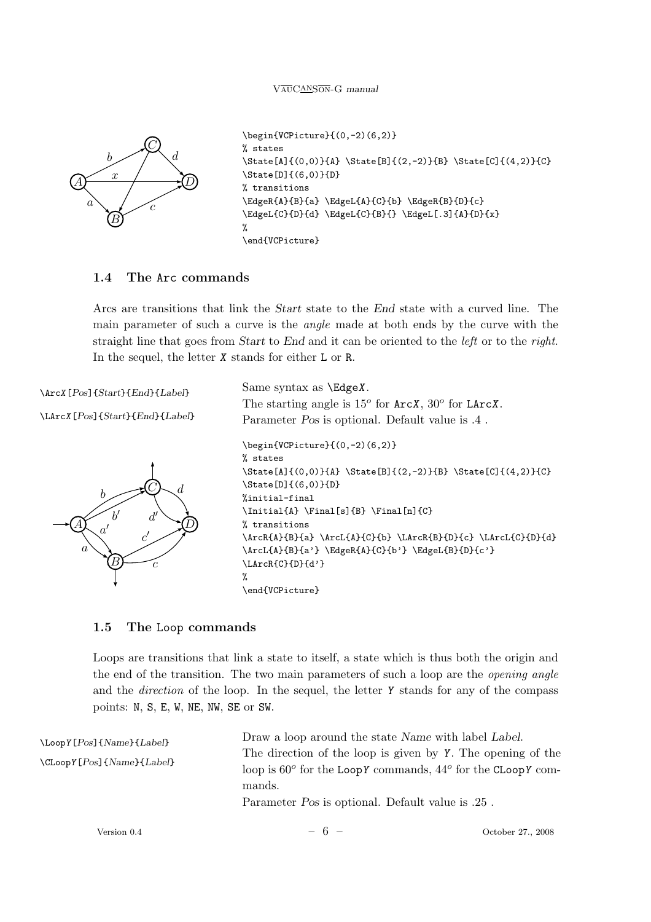```
\begin{VCPicture}{(0,-2)(6,2)}
% states
\State[A]{(0,0)}{A} \State[B]{(2,-2)}{B} \State[C]{(4,2)}{C}
\State[D]{(6,0)}{D}
% transitions
\EdgeR{A}{B}{a} \EdgeL{A}{C}{b} \EdgeR{B}{D}{c}
\EdgeL{C}{D}{d} \EdgeL{C}{B}{} \EdgeL[.3]{A}{D}{x}
%
\end{VCPicture}
```

### 1.4 The `Arc` commands

Arcs are transitions that link the *Start* state to the *End* state with a curved line. The main parameter of such a curve is the *angle* made at both ends by the curve with the straight line that goes from *Start* to *End* and it can be oriented to the *left* or to the *right*. In the sequel, the letter `X` stands for either `L` or `R`.

`\ArcX[Pos]{Start}{End}{Label}`

`\LArcX[Pos]{Start}{End}{Label}`

Same syntax as `\EdgeX`.
The starting angle is $15^o$ for `ArcX`, $30^o$ for `LArcX`.
Parameter *Pos* is optional. Default value is .4 .

```
\begin{VCPicture}{(0,-2)(6,2)}
% states
\State[A]{(0,0)}{A} \State[B]{(2,-2)}{B} \State[C]{(4,2)}{C}
\State[D]{(6,0)}{D}
%initial-final
\Initial{A} \Final[s]{B} \Final[n]{C}
% transitions
\ArcR{A}{B}{a} \ArcL{A}{C}{b} \LArcR{B}{D}{c} \LArcL{C}{D}{d}
\ArcL{A}{B}{a'} \EdgeR{A}{C}{b'} \EdgeL{B}{D}{c'}
\LArcR{C}{D}{d'}
%
\end{VCPicture}
```

### 1.5 The `Loop` commands

Loops are transitions that link a state to itself, a state which is thus both the origin and the end of the transition. The two main parameters of such a loop are the *opening angle* and the *direction* of the loop. In the sequel, the letter `Y` stands for any of the compass points: `N`, `S`, `E`, `W`, `NE`, `NW`, `SE` or `SW`.

`\LoopY[Pos]{Name}{Label}`

`\CLoopY[Pos]{Name}{Label}`

Draw a loop around the state *Name* with label *Label*.
The direction of the loop is given by `Y`. The opening of the loop is $60^o$ for the `LoopY` commands, $44^o$ for the `CLoopY` commands.
Parameter *Pos* is optional. Default value is .25 .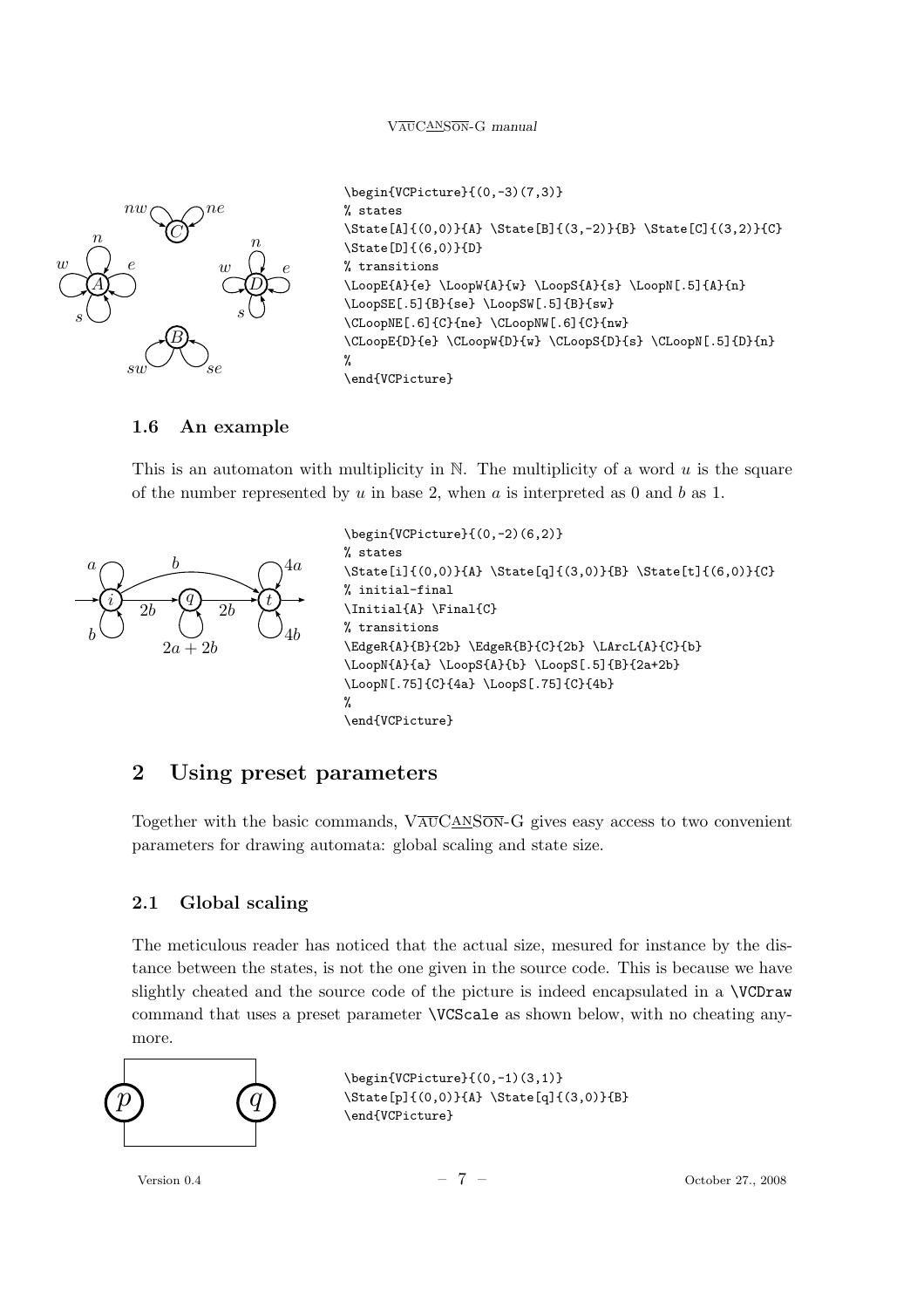```
\begin{VCPicture}{(0,-3)(7,3)}
% states
\State[A]{(0,0)}{A} \State[B]{(3,-2)}{B} \State[C]{(3,2)}{C}
\State[D]{(6,0)}{D}
% transitions
\LoopE{A}{e} \LoopW{A}{w} \LoopS{A}{s} \LoopN[.5]{A}{n}
\LoopSE[.5]{B}{se} \LoopSW[.5]{B}{sw}
\CLoopNE[.6]{C}{ne} \CLoopNW[.6]{C}{nw}
\CLoopE{D}{e} \CLoopW{D}{w} \CLoopS{D}{s} \CLoopN[.5]{D}{n}
%
\end{VCPicture}
```

### 1.6 An example

This is an automaton with multiplicity in $\mathbb{N}$. The multiplicity of a word $u$ is the square of the number represented by $u$ in base 2, when $a$ is interpreted as 0 and $b$ as 1.

```
\begin{VCPicture}{(0,-2)(6,2)}
% states
\State[i]{(0,0)}{A} \State[q]{(3,0)}{B} \State[t]{(6,0)}{C}
% initial-final
\Initial{A} \Final{C}
% transitions
\EdgeR{A}{B}{2b} \EdgeR{B}{C}{2b} \LArcL{A}{C}{b}
\LoopN{A}{a} \LoopS{A}{b} \LoopS[.5]{B}{2a+2b}
\LoopN[.75]{C}{4a} \LoopS[.75]{C}{4b}
%
\end{VCPicture}
```

## 2 Using preset parameters

Together with the basic commands, VAUCANSON-G gives easy access to two convenient parameters for drawing automata: global scaling and state size.

### 2.1 Global scaling

The meticulous reader has noticed that the actual size, mesured for instance by the distance between the states, is not the one given in the source code. This is because we have slightly cheated and the source code of the picture is indeed encapsulated in a `\VCDraw` command that uses a preset parameter `\VCScale` as shown below, with no cheating anymore.

```
\begin{VCPicture}{(0,-1)(3,1)}
\State[p]{(0,0)}{A} \State[q]{(3,0)}{B}
\end{VCPicture}
```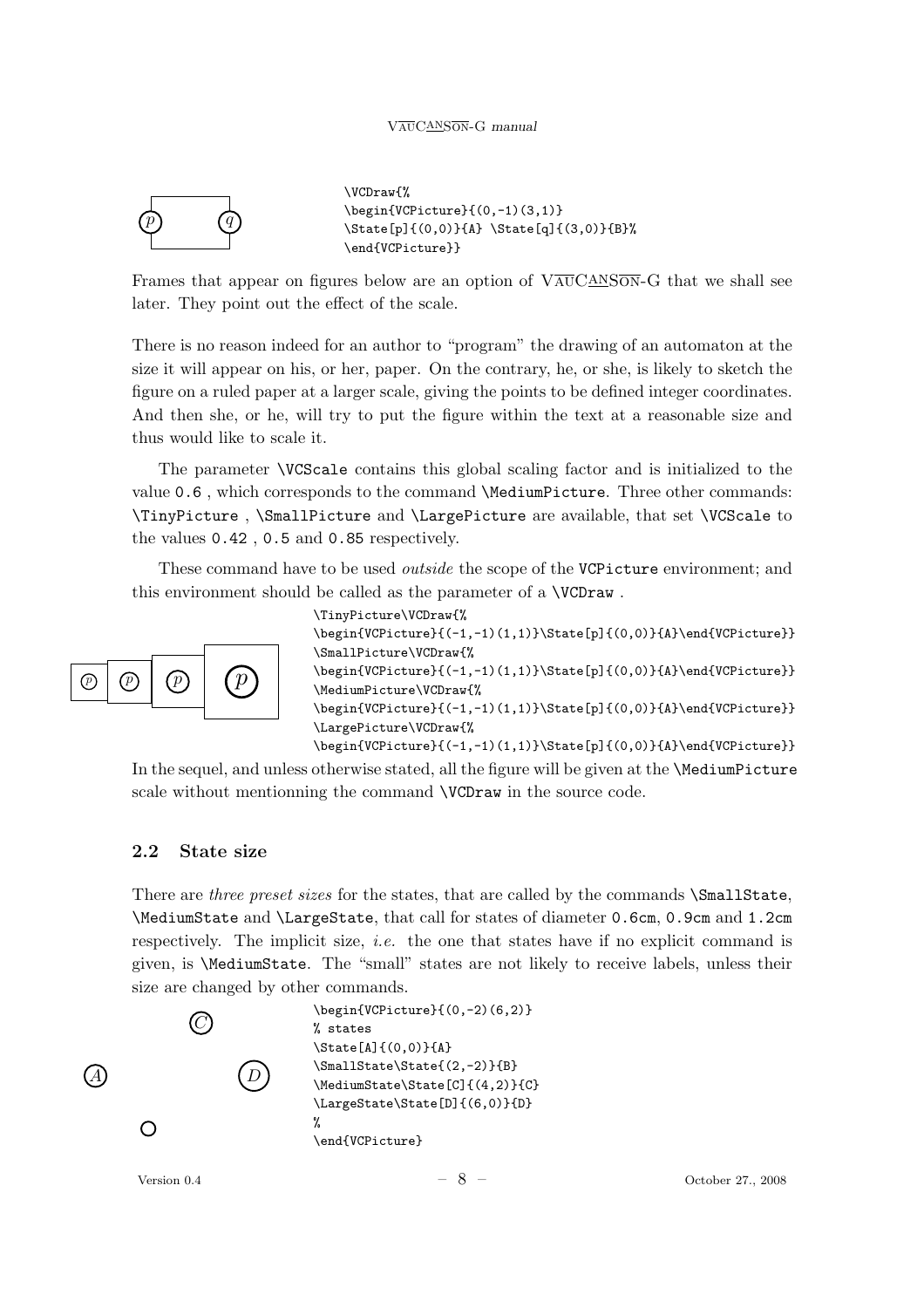```
\VCDraw{%
\begin{VCPicture}{(0,-1)(3,1)}
\State[p]{(0,0)}{A} \State[q]{(3,0)}{B}%
\end{VCPicture}}
```

Frames that appear on figures below are an option of VAUCANSON-G that we shall see later. They point out the effect of the scale.

There is no reason indeed for an author to "program" the drawing of an automaton at the size it will appear on his, or her, paper. On the contrary, he, or she, is likely to sketch the figure on a ruled paper at a larger scale, giving the points to be defined integer coordinates. And then she, or he, will try to put the figure within the text at a reasonable size and thus would like to scale it.

The parameter `\VCScale` contains this global scaling factor and is initialized to the value `0.6` , which corresponds to the command `\MediumPicture`. Three other commands: `\TinyPicture` , `\SmallPicture` and `\LargePicture` are available, that set `\VCScale` to the values `0.42` , `0.5` and `0.85` respectively.

These command have to be used *outside* the scope of the `VCPicture` environment; and this environment should be called as the parameter of a `\VCDraw` .

```
\TinyPicture\VCDraw{%
\begin{VCPicture}{(-1,-1)(1,1)}\State[p]{(0,0)}{A}\end{VCPicture}}
\SmallPicture\VCDraw{%
\begin{VCPicture}{(-1,-1)(1,1)}\State[p]{(0,0)}{A}\end{VCPicture}}
\MediumPicture\VCDraw{%
\begin{VCPicture}{(-1,-1)(1,1)}\State[p]{(0,0)}{A}\end{VCPicture}}
\LargePicture\VCDraw{%
\begin{VCPicture}{(-1,-1)(1,1)}\State[p]{(0,0)}{A}\end{VCPicture}}
```

In the sequel, and unless otherwise stated, all the figure will be given at the `\MediumPicture` scale without mentionning the command `\VCDraw` in the source code.

### 2.2 State size

There are *three preset sizes* for the states, that are called by the commands `\SmallState`, `\MediumState` and `\LargeState`, that call for states of diameter `0.6cm`, `0.9cm` and `1.2cm` respectively. The implicit size, *i.e.* the one that states have if no explicit command is given, is `\MediumState`. The "small" states are not likely to receive labels, unless their size are changed by other commands.

```
\begin{VCPicture}{(0,-2)(6,2)}
% states
\State[A]{(0,0)}{A}
\SmallState\State{(2,-2)}{B}
\MediumState\State[C]{(4,2)}{C}
\LargeState\State[D]{(6,0)}{D}
%
\end{VCPicture}
```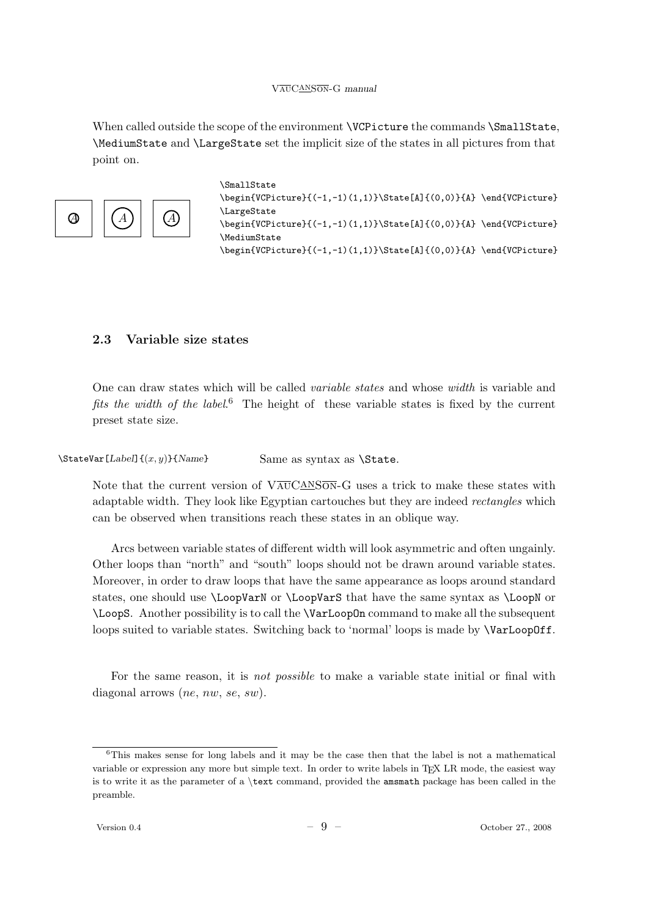When called outside the scope of the environment `\VCPicture` the commands `\SmallState`, `\MediumState` and `\LargeState` set the implicit size of the states in all pictures from that point on.

```
\SmallState
\begin{VCPicture}{(-1,-1)(1,1)}\State[A]{(0,0)}{A} \end{VCPicture}
\LargeState
\begin{VCPicture}{(-1,-1)(1,1)}\State[A]{(0,0)}{A} \end{VCPicture}
\MediumState
\begin{VCPicture}{(-1,-1)(1,1)}\State[A]{(0,0)}{A} \end{VCPicture}
```

### 2.3 Variable size states

One can draw states which will be called *variable states* and whose *width* is variable and *fits the width of the label*.[6] The height of these variable states is fixed by the current preset state size.

`\StateVar[`*Label*`]{`$(x, y)$`}{`*Name*`}` Same as syntax as `\State`.

Note that the current version of VAUCANSON-G uses a trick to make these states with adaptable width. They look like Egyptian cartouches but they are indeed *rectangles* which can be observed when transitions reach these states in an oblique way.

Arcs between variable states of different width will look asymmetric and often ungainly. Other loops than "north" and "south" loops should not be drawn around variable states. Moreover, in order to draw loops that have the same appearance as loops around standard states, one should use `\LoopVarN` or `\LoopVarS` that have the same syntax as `\LoopN` or `\LoopS`. Another possibility is to call the `\VarLoopOn` command to make all the subsequent loops suited to variable states. Switching back to 'normal' loops is made by `\VarLoopOff`.

For the same reason, it is *not possible* to make a variable state initial or final with diagonal arrows (*ne*, *nw*, *se*, *sw*).

---

[6] This makes sense for long labels and it may be the case then that the label is not a mathematical variable or expression any more but simple text. In order to write labels in TEX LR mode, the easiest way is to write it as the parameter of a `\text` command, provided the `amsmath` package has been called in the preamble.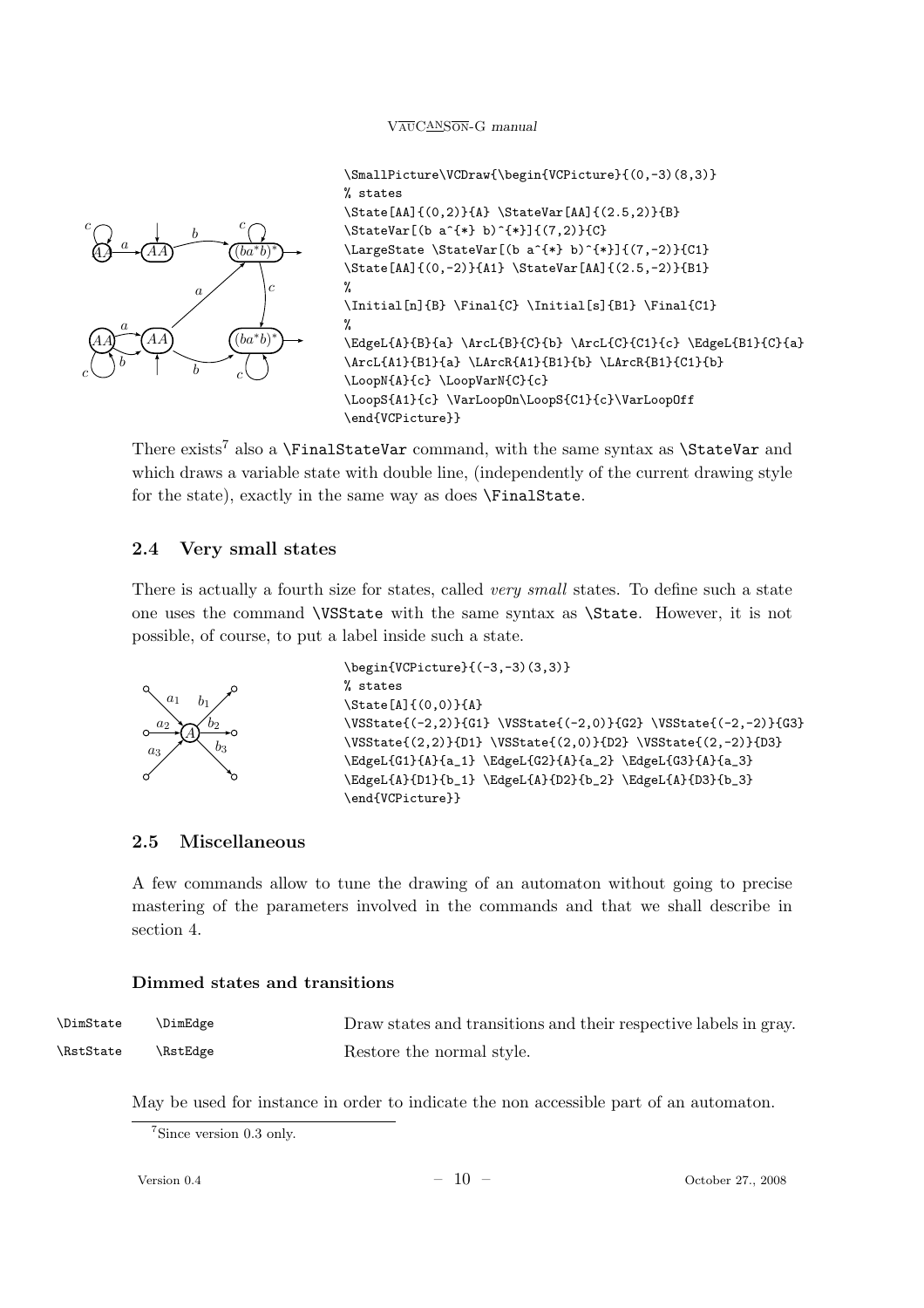```
\SmallPicture\VCDraw{\begin{VCPicture}{(0,-3)(8,3)}
% states
\State[AA]{(0,2)}{A} \StateVar[AA]{(2.5,2)}{B}
\StateVar[(b a^{*} b)^{*}]{(7,2)}{C}
\LargeState \StateVar[(b a^{*} b)^{*}]{(7,-2)}{C1}
\State[AA]{(0,-2)}{A1} \StateVar[AA]{(2.5,-2)}{B1}
%
\Initial[n]{B} \Final{C} \Initial[s]{B1} \Final{C1}
%
\EdgeL{A}{B}{a} \ArcL{B}{C}{b} \ArcL{C}{C1}{c} \EdgeL{B1}{C}{a}
\ArcL{A1}{B1}{a} \LArcR{A1}{B1}{b} \LArcR{B1}{C1}{b}
\LoopN{A}{c} \LoopVarN{C}{c}
\LoopS{A1}{c} \VarLoopOn\LoopS{C1}{c}\VarLoopOff
\end{VCPicture}}
```

There exists[7] also a `\FinalStateVar` command, with the same syntax as `\StateVar` and which draws a variable state with double line, (independently of the current drawing style for the state), exactly in the same way as does `\FinalState`.

### 2.4 Very small states

There is actually a fourth size for states, called *very small* states. To define such a state one uses the command `\VSState` with the same syntax as `\State`. However, it is not possible, of course, to put a label inside such a state.

```
\begin{VCPicture}{(-3,-3)(3,3)}
% states
\State[A]{(0,0)}{A}
\VSState{(-2,2)}{G1} \VSState{(-2,0)}{G2} \VSState{(-2,-2)}{G3}
\VSState{(2,2)}{D1} \VSState{(2,0)}{D2} \VSState{(2,-2)}{D3}
\EdgeL{G1}{A}{a_1} \EdgeL{G2}{A}{a_2} \EdgeL{G3}{A}{a_3}
\EdgeL{A}{D1}{b_1} \EdgeL{A}{D2}{b_2} \EdgeL{A}{D3}{b_3}
\end{VCPicture}}
```

### 2.5 Miscellaneous

A few commands allow to tune the drawing of an automaton without going to precise mastering of the parameters involved in the commands and that we shall describe in section 4.

#### Dimmed states and transitions

| | | |
|---|---|---|
| `\DimState` | `\DimEdge` | Draw states and transitions and their respective labels in gray. |
| `\RstState` | `\RstEdge` | Restore the normal style. |

May be used for instance in order to indicate the non accessible part of an automaton.

[7] Since version 0.3 only.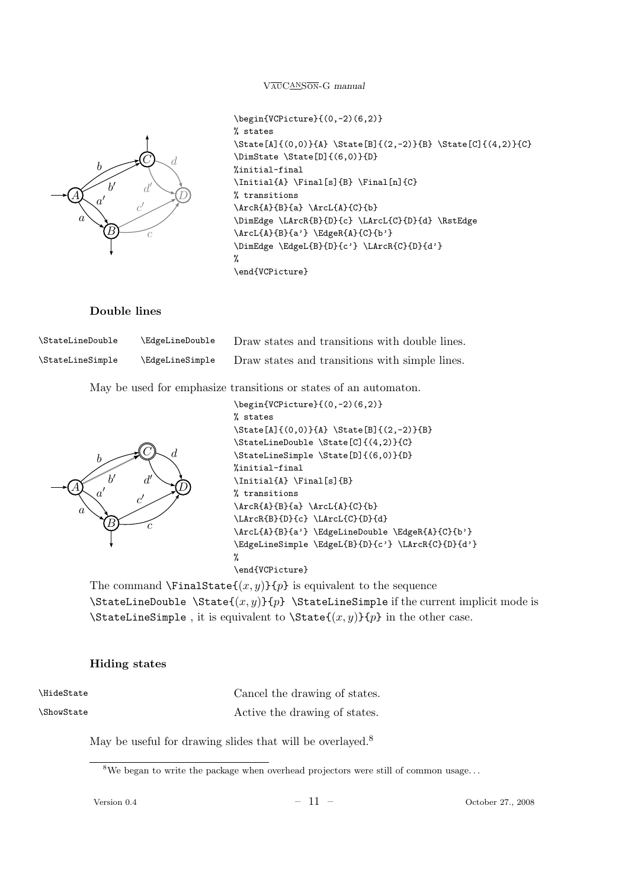```
\begin{VCPicture}{(0,-2)(6,2)}
% states
\State[A]{(0,0)}{A} \State[B]{(2,-2)}{B} \State[C]{(4,2)}{C}
\DimState \State[D]{(6,0)}{D}
%initial-final
\Initial{A} \Final[s]{B} \Final[n]{C}
% transitions
\ArcR{A}{B}{a} \ArcL{A}{C}{b}
\DimEdge \LArcR{B}{D}{c} \LArcL{C}{D}{d} \RstEdge
\ArcL{A}{B}{a'} \EdgeR{A}{C}{b'}
\DimEdge \EdgeL{B}{D}{c'} \LArcR{C}{D}{d'}
%
\end{VCPicture}
```

### Double lines

| | | |
|---|---|---|
| `\StateLineDouble` | `\EdgeLineDouble` | Draw states and transitions with double lines. |
| `\StateLineSimple` | `\EdgeLineSimple` | Draw states and transitions with simple lines. |

May be used for emphasize transitions or states of an automaton.

```
\begin{VCPicture}{(0,-2)(6,2)}
% states
\State[A]{(0,0)}{A} \State[B]{(2,-2)}{B}
\StateLineDouble \State[C]{(4,2)}{C}
\StateLineSimple \State[D]{(6,0)}{D}
%initial-final
\Initial{A} \Final[s]{B}
% transitions
\ArcR{A}{B}{a} \ArcL{A}{C}{b}
\LArcR{B}{D}{c} \LArcL{C}{D}{d}
\ArcL{A}{B}{a'} \EdgeLineDouble \EdgeR{A}{C}{b'}
\EdgeLineSimple \EdgeL{B}{D}{c'} \LArcR{C}{D}{d'}
%
\end{VCPicture}
```

The command `\FinalState{`$(x, y)$`}{`$p$`}` is equivalent to the sequence `\StateLineDouble \State{`$(x, y)$`}{`$p$`} \StateLineSimple` if the current implicit mode is `\StateLineSimple` , it is equivalent to `\State{`$(x, y)$`}{`$p$`}` in the other case.

### Hiding states

| | |
|---|---|
| `\HideState` | Cancel the drawing of states. |
| `\ShowState` | Active the drawing of states. |

May be useful for drawing slides that will be overlayed.[8]

[8] We began to write the package when overhead projectors were still of common usage. . .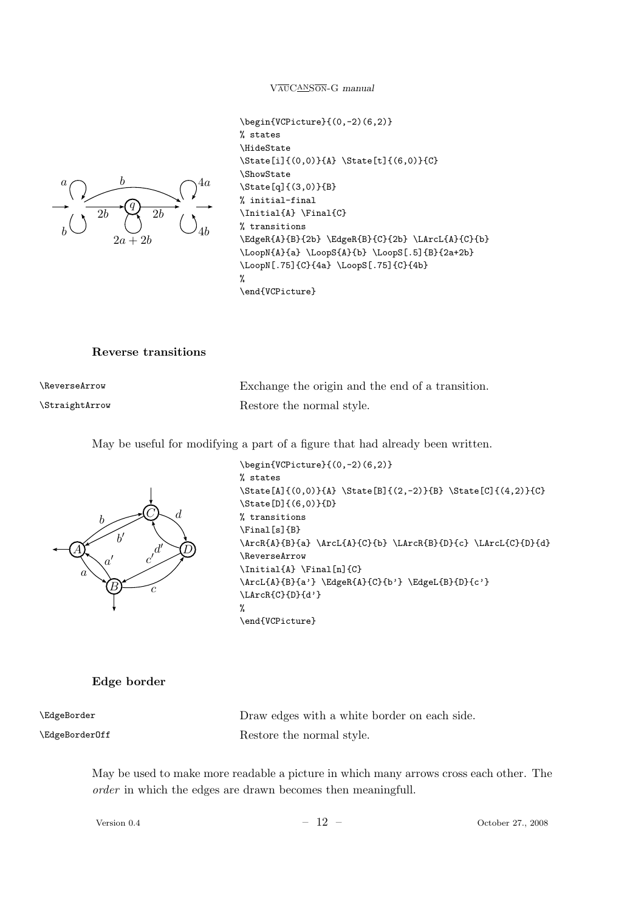```
\begin{VCPicture}{(0,-2)(6,2)}
% states
\HideState
\State[i]{(0,0)}{A} \State[t]{(6,0)}{C}
\ShowState
\State[q]{(3,0)}{B}
% initial-final
\Initial{A} \Final{C}
% transitions
\EdgeR{A}{B}{2b} \EdgeR{B}{C}{2b} \LArcL{A}{C}{b}
\LoopN{A}{a} \LoopS{A}{b} \LoopS[.5]{B}{2a+2b}
\LoopN[.75]{C}{4a} \LoopS[.75]{C}{4b}
%
\end{VCPicture}
```

### Reverse transitions

| | |
|---|---|
| `\ReverseArrow` | Exchange the origin and the end of a transition. |
| `\StraightArrow` | Restore the normal style. |

May be useful for modifying a part of a figure that had already been written.

```
\begin{VCPicture}{(0,-2)(6,2)}
% states
\State[A]{(0,0)}{A} \State[B]{(2,-2)}{B} \State[C]{(4,2)}{C}
\State[D]{(6,0)}{D}
% transitions
\Final[s]{B}
\ArcR{A}{B}{a} \ArcL{A}{C}{b} \LArcR{B}{D}{c} \LArcL{C}{D}{d}
\ReverseArrow
\Initial{A} \Final[n]{C}
\ArcL{A}{B}{a'} \EdgeR{A}{C}{b'} \EdgeL{B}{D}{c'}
\LArcR{C}{D}{d'}
%
\end{VCPicture}
```

### Edge border

| | |
|---|---|
| `\EdgeBorder` | Draw edges with a white border on each side. |
| `\EdgeBorderOff` | Restore the normal style. |

May be used to make more readable a picture in which many arrows cross each other. The *order* in which the edges are drawn becomes then meaningfull.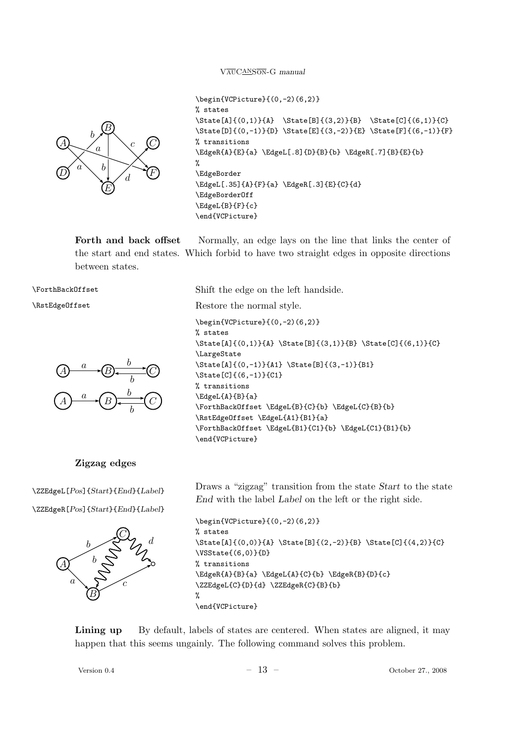```
\begin{VCPicture}{(0,-2)(6,2)}
% states
\State[A]{(0,1)}{A}  \State[B]{(3,2)}{B}  \State[C]{(6,1)}{C}
\State[D]{(0,-1)}{D} \State[E]{(3,-2)}{E} \State[F]{(6,-1)}{F}
% transitions
\EdgeR{A}{E}{a} \EdgeL[.8]{D}{B}{b} \EdgeR[.7]{B}{E}{b}
%
\EdgeBorder
\EdgeL[.35]{A}{F}{a} \EdgeR[.3]{E}{C}{d}
\EdgeBorderOff
\EdgeL{B}{F}{c}
\end{VCPicture}
```

**Forth and back offset** Normally, an edge lays on the line that links the center of the start and end states. Which forbid to have two straight edges in opposite directions between states.

`\ForthBackOffset` Shift the edge on the left handside.

`\RstEdgeOffset` Restore the normal style.

```
\begin{VCPicture}{(0,-2)(6,2)}
% states
\State[A]{(0,1)}{A} \State[B]{(3,1)}{B} \State[C]{(6,1)}{C}
\LargeState
\State[A]{(0,-1)}{A1} \State[B]{(3,-1)}{B1}
\State[C]{(6,-1)}{C1}
% transitions
\EdgeL{A}{B}{a}
\ForthBackOffset \EdgeL{B}{C}{b} \EdgeL{C}{B}{b}
\RstEdgeOffset \EdgeL{A1}{B1}{a}
\ForthBackOffset \EdgeL{B1}{C1}{b} \EdgeL{C1}{B1}{b}
\end{VCPicture}
```

### Zigzag edges

`\ZZEdgeL[`*Pos*`]{`*Start*`}{`*End*`}{`*Label*`}`

`\ZZEdgeR[`*Pos*`]{`*Start*`}{`*End*`}{`*Label*`}`

Draws a "zigzag" transition from the state *Start* to the state *End* with the label *Label* on the left or the right side.

```
\begin{VCPicture}{(0,-2)(6,2)}
% states
\State[A]{(0,0)}{A} \State[B]{(2,-2)}{B} \State[C]{(4,2)}{C}
\VSState{(6,0)}{D}
% transitions
\EdgeR{A}{B}{a} \EdgeL{A}{C}{b} \EdgeR{B}{D}{c}
\ZZEdgeL{C}{D}{d} \ZZEdgeR{C}{B}{b}
%
\end{VCPicture}
```

**Lining up** By default, labels of states are centered. When states are aligned, it may happen that this seems ungainly. The following command solves this problem.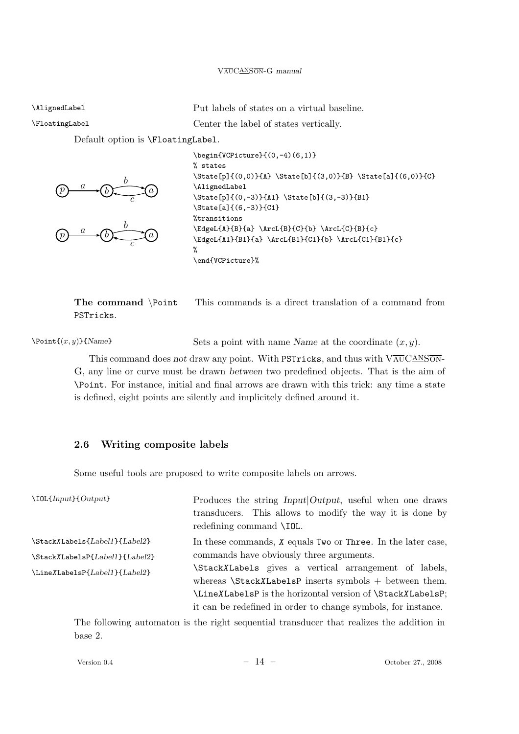`\AlignedLabel` Put labels of states on a virtual baseline.

`\FloatingLabel` Center the label of states vertically.

Default option is `\FloatingLabel`.

```
\begin{VCPicture}{(0,-4)(6,1)}
% states
\State[p]{(0,0)}{A} \State[b]{(3,0)}{B} \State[a]{(6,0)}{C}
\AlignedLabel
\State[p]{(0,-3)}{A1} \State[b]{(3,-3)}{B1}
\State[a]{(6,-3)}{C1}
%transitions
\EdgeL{A}{B}{a} \ArcL{B}{C}{b} \ArcL{C}{B}{c}
\EdgeL{A1}{B1}{a} \ArcL{B1}{C1}{b} \ArcL{C1}{B1}{c}
%
\end{VCPicture}%
```

**The command** `\Point` This commands is a direct translation of a command from PSTricks.

`\Point{(x, y)}{Name}` Sets a point with name *Name* at the coordinate $(x, y)$.

This command does *not* draw any point. With PSTricks, and thus with VAUCANSON-G, any line or curve must be drawn *between* two predefined objects. That is the aim of `\Point`. For instance, initial and final arrows are drawn with this trick: any time a state is defined, eight points are silently and implicitely defined around it.

## 2.6 Writing composite labels

Some useful tools are proposed to write composite labels on arrows.

`\IOL{Input}{Output}` Produces the string *Input*|*Output*, useful when one draws transducers. This allows to modify the way it is done by redefining command `\IOL`.

`\StackXLabels{Label1}{Label2}`
`\StackXLabelsP{Label1}{Label2}`
`\LineXLabelsP{Label1}{Label2}`

In these commands, *X* equals `Two` or `Three`. In the later case, commands have obviously three arguments. `\StackXLabels` gives a vertical arrangement of labels, whereas `\StackXLabelsP` inserts symbols + between them. `\LineXLabelsP` is the horizontal version of `\StackXLabelsP`; it can be redefined in order to change symbols, for instance.

The following automaton is the right sequential transducer that realizes the addition in base 2.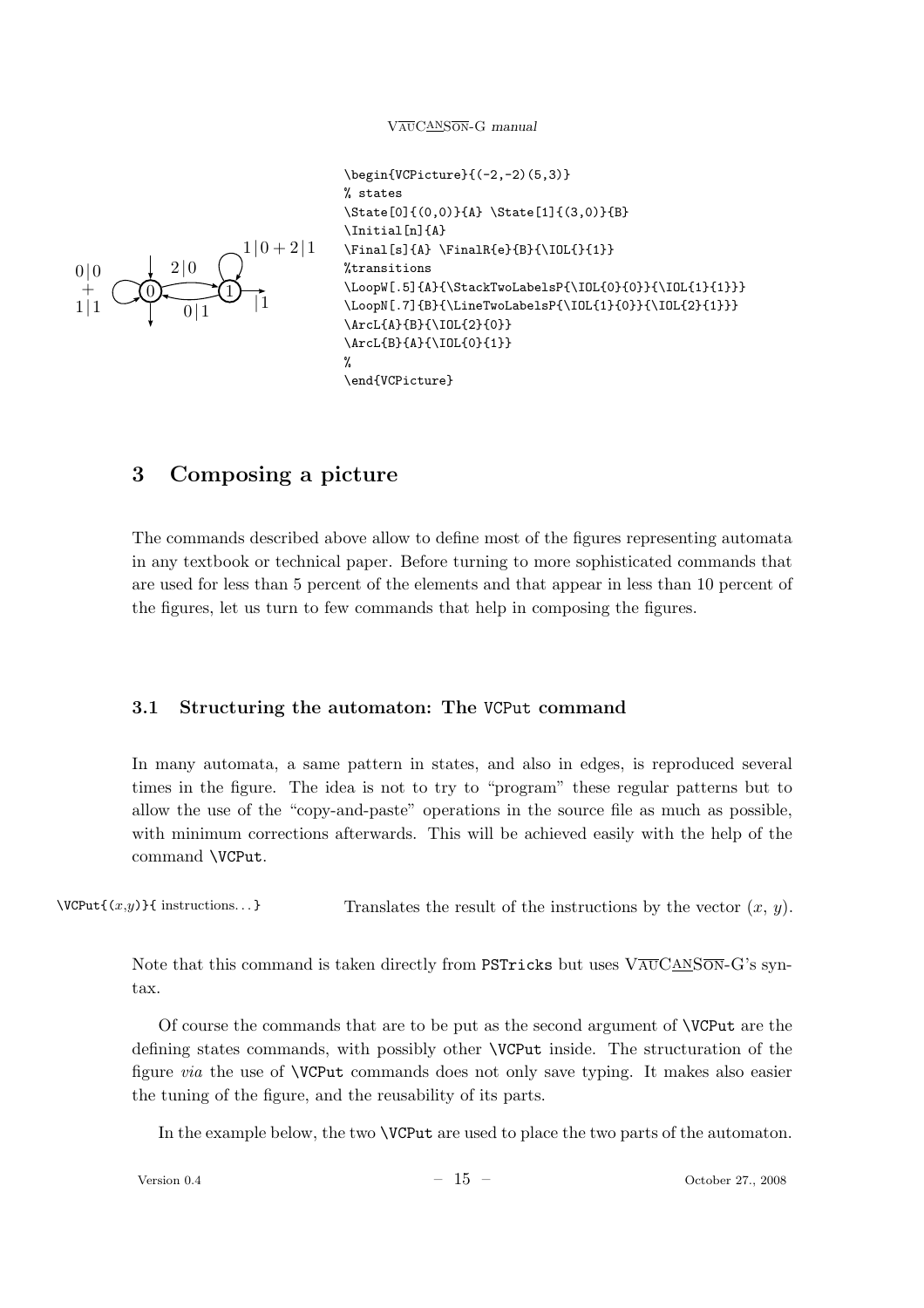```
\begin{VCPicture}{(-2,-2)(5,3)}
% states
\State[0]{(0,0)}{A} \State[1]{(3,0)}{B}
\Initial[n]{A}
\Final[s]{A} \FinalR{e}{B}{\IOL{}{1}}
%transitions
\LoopW[.5]{A}{\StackTwoLabelsP{\IOL{0}{0}}{\IOL{1}{1}}}
\LoopN[.7]{B}{\LineTwoLabelsP{\IOL{1}{0}}{\IOL{2}{1}}}
\ArcL{A}{B}{\IOL{2}{0}}
\ArcL{B}{A}{\IOL{0}{1}}
%
\end{VCPicture}
```

## 3 Composing a picture

The commands described above allow to define most of the figures representing automata in any textbook or technical paper. Before turning to more sophisticated commands that are used for less than 5 percent of the elements and that appear in less than 10 percent of the figures, let us turn to few commands that help in composing the figures.

### 3.1 Structuring the automaton: The `VCPut` command

In many automata, a same pattern in states, and also in edges, is reproduced several times in the figure. The idea is not to try to "program" these regular patterns but to allow the use of the "copy-and-paste" operations in the source file as much as possible, with minimum corrections afterwards. This will be achieved easily with the help of the command `\VCPut`.

`\VCPut{(`$x$`,`$y$`)}{ instructions...}` Translates the result of the instructions by the vector $(x,\ y)$.

Note that this command is taken directly from `PSTricks` but uses VAUCANSON-G's syntax.

Of course the commands that are to be put as the second argument of `\VCPut` are the defining states commands, with possibly other `\VCPut` inside. The structuration of the figure *via* the use of `\VCPut` commands does not only save typing. It makes also easier the tuning of the figure, and the reusability of its parts.

In the example below, the two `\VCPut` are used to place the two parts of the automaton.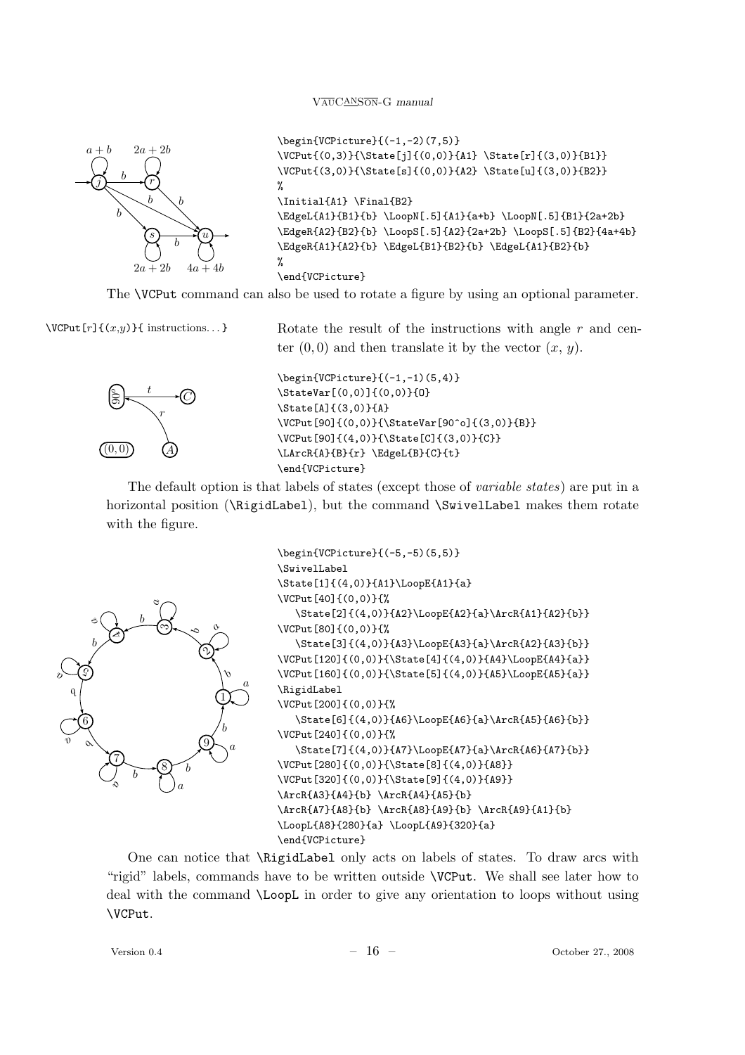```
\begin{VCPicture}{(-1,-2)(7,5)}
\VCPut{(0,3)}{\State[j]{(0,0)}{A1} \State[r]{(3,0)}{B1}}
\VCPut{(3,0)}{\State[s]{(0,0)}{A2} \State[u]{(3,0)}{B2}}
%
\Initial{A1} \Final{B2}
\EdgeL{A1}{B1}{b} \LoopN[.5]{A1}{a+b} \LoopN[.5]{B1}{2a+2b}
\EdgeR{A2}{B2}{b} \LoopS[.5]{A2}{2a+2b} \LoopS[.5]{B2}{4a+4b}
\EdgeR{A1}{A2}{b} \EdgeL{B1}{B2}{b} \EdgeL{A1}{B2}{b}
%
\end{VCPicture}
```

The `\VCPut` command can also be used to rotate a figure by using an optional parameter.

`\VCPut[r]{(x,y)}{ instructions... }` Rotate the result of the instructions with angle $r$ and center $(0,0)$ and then translate it by the vector $(x, y)$.

```
\begin{VCPicture}{(-1,-1)(5,4)}
\StateVar[(0,0)]{(0,0)}{O}
\State[A]{(3,0)}{A}
\VCPut[90]{(0,0)}{\StateVar[90^o]{(3,0)}{B}}
\VCPut[90]{(4,0)}{\State[C]{(3,0)}{C}}
\LArcR{A}{B}{r} \EdgeL{B}{C}{t}
\end{VCPicture}
```

The default option is that labels of states (except those of *variable states*) are put in a horizontal position (`\RigidLabel`), but the command `\SwivelLabel` makes them rotate with the figure.

```
\begin{VCPicture}{(-5,-5)(5,5)}
\SwivelLabel
\State[1]{(4,0)}{A1}\LoopE{A1}{a}
\VCPut[40]{(0,0)}{%
   \State[2]{(4,0)}{A2}\LoopE{A2}{a}\ArcR{A1}{A2}{b}}
\VCPut[80]{(0,0)}{%
   \State[3]{(4,0)}{A3}\LoopE{A3}{a}\ArcR{A2}{A3}{b}}
\VCPut[120]{(0,0)}{\State[4]{(4,0)}{A4}\LoopE{A4}{a}}
\VCPut[160]{(0,0)}{\State[5]{(4,0)}{A5}\LoopE{A5}{a}}
\RigidLabel
\VCPut[200]{(0,0)}{%
   \State[6]{(4,0)}{A6}\LoopE{A6}{a}\ArcR{A5}{A6}{b}}
\VCPut[240]{(0,0)}{%
   \State[7]{(4,0)}{A7}\LoopE{A7}{a}\ArcR{A6}{A7}{b}}
\VCPut[280]{(0,0)}{\State[8]{(4,0)}{A8}}
\VCPut[320]{(0,0)}{\State[9]{(4,0)}{A9}}
\ArcR{A3}{A4}{b} \ArcR{A4}{A5}{b}
\ArcR{A7}{A8}{b} \ArcR{A8}{A9}{b} \ArcR{A9}{A1}{b}
\LoopL{A8}{280}{a} \LoopL{A9}{320}{a}
\end{VCPicture}
```

One can notice that `\RigidLabel` only acts on labels of states. To draw arcs with "rigid" labels, commands have to be written outside `\VCPut`. We shall see later how to deal with the command `\LoopL` in order to give any orientation to loops without using `\VCPut`.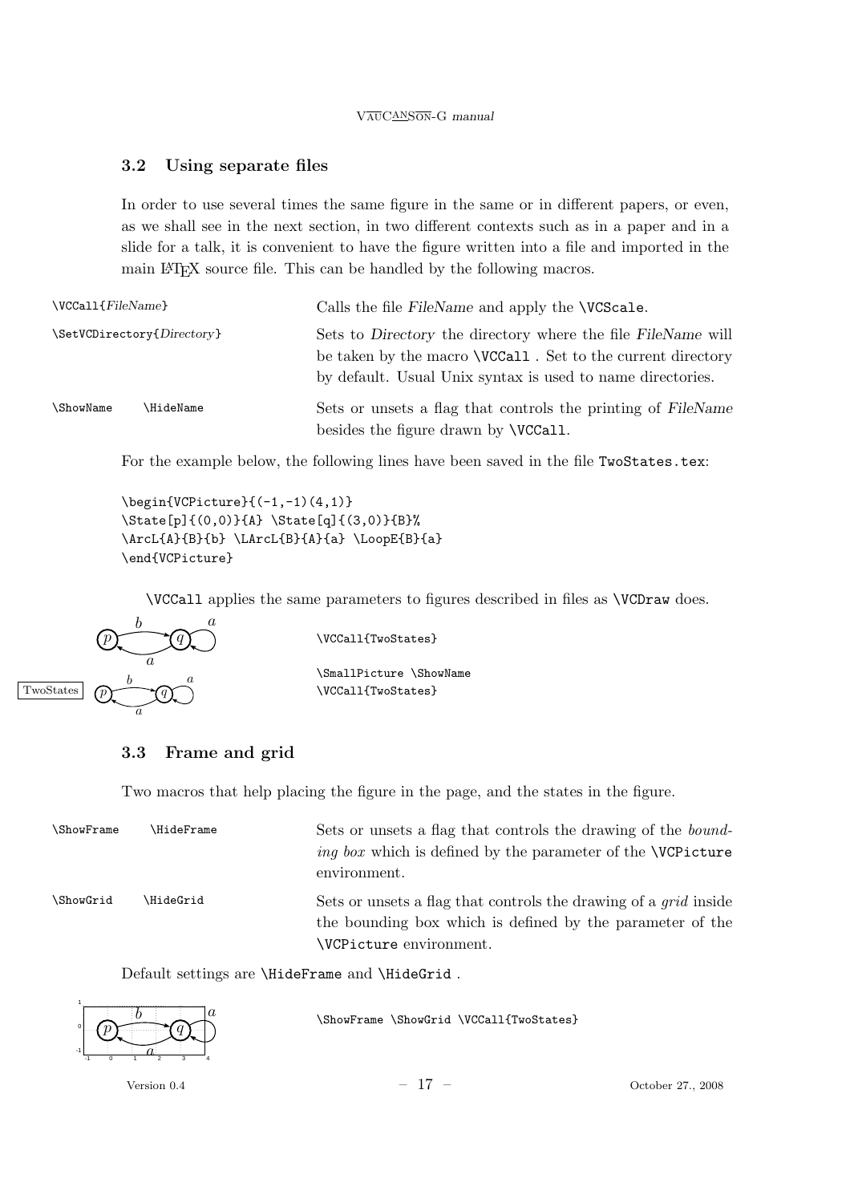### 3.2 Using separate files

In order to use several times the same figure in the same or in different papers, or even, as we shall see in the next section, in two different contexts such as in a paper and in a slide for a talk, it is convenient to have the figure written into a file and imported in the main LaTeX source file. This can be handled by the following macros.

| | |
|---|---|
| `\VCCall{`*FileName*`}` | Calls the file *FileName* and apply the `\VCScale`. |
| `\SetVCDirectory{`*Directory*`}` | Sets to *Directory* the directory where the file *FileName* will be taken by the macro `\VCCall` . Set to the current directory by default. Usual Unix syntax is used to name directories. |
| `\ShowName` `\HideName` | Sets or unsets a flag that controls the printing of *FileName* besides the figure drawn by `\VCCall`. |

For the example below, the following lines have been saved in the file `TwoStates.tex`:

```
\begin{VCPicture}{(-1,-1)(4,1)}
\State[p]{(0,0)}{A} \State[q]{(3,0)}{B}%
\ArcL{A}{B}{b} \LArcL{B}{A}{a} \LoopE{B}{a}
\end{VCPicture}
```

`\VCCall` applies the same parameters to figures described in files as `\VCDraw` does.

```
\VCCall{TwoStates}
```

```
\SmallPicture \ShowName
\VCCall{TwoStates}
```

### 3.3 Frame and grid

Two macros that help placing the figure in the page, and the states in the figure.

| | |
|---|---|
| `\ShowFrame` `\HideFrame` | Sets or unsets a flag that controls the drawing of the *bounding box* which is defined by the parameter of the `\VCPicture` environment. |
| `\ShowGrid` `\HideGrid` | Sets or unsets a flag that controls the drawing of a *grid* inside the bounding box which is defined by the parameter of the `\VCPicture` environment. |

Default settings are `\HideFrame` and `\HideGrid` .

```
\ShowFrame \ShowGrid \VCCall{TwoStates}
```

Version 0.4 October 27., 2008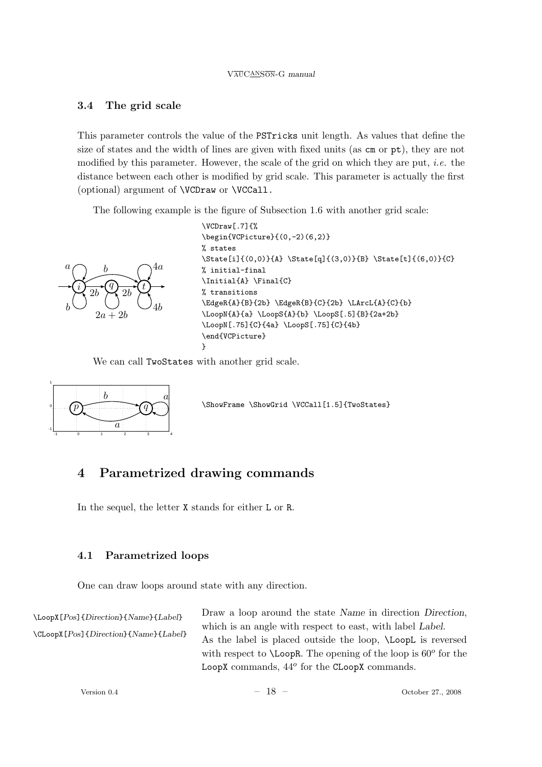### 3.4 The grid scale

This parameter controls the value of the PSTricks unit length. As values that define the size of states and the width of lines are given with fixed units (as cm or pt), they are not modified by this parameter. However, the scale of the grid on which they are put, *i.e.* the distance between each other is modified by grid scale. This parameter is actually the first (optional) argument of \VCDraw or \VCCall.

The following example is the figure of Subsection 1.6 with another grid scale:

```
\VCDraw[.7]{%
\begin{VCPicture}{(0,-2)(6,2)}
% states
\State[i]{(0,0)}{A} \State[q]{(3,0)}{B} \State[t]{(6,0)}{C}
% initial-final
\Initial{A} \Final{C}
% transitions
\EdgeR{A}{B}{2b} \EdgeR{B}{C}{2b} \LArcL{A}{C}{b}
\LoopN{A}{a} \LoopS{A}{b} \LoopS[.5]{B}{2a+2b}
\LoopN[.75]{C}{4a} \LoopS[.75]{C}{4b}
\end{VCPicture}
}
```

We can call TwoStates with another grid scale.

```
\ShowFrame \ShowGrid \VCCall[1.5]{TwoStates}
```

## 4 Parametrized drawing commands

In the sequel, the letter X stands for either L or R.

### 4.1 Parametrized loops

One can draw loops around state with any direction.

\LoopX[*Pos*]{*Direction*}{*Name*}{*Label*}

\CLoopX[*Pos*]{*Direction*}{*Name*}{*Label*}

Draw a loop around the state *Name* in direction *Direction*, which is an angle with respect to east, with label *Label*. As the label is placed outside the loop, \LoopL is reversed with respect to \LoopR. The opening of the loop is $60^o$ for the LoopX commands, $44^o$ for the CLoopX commands.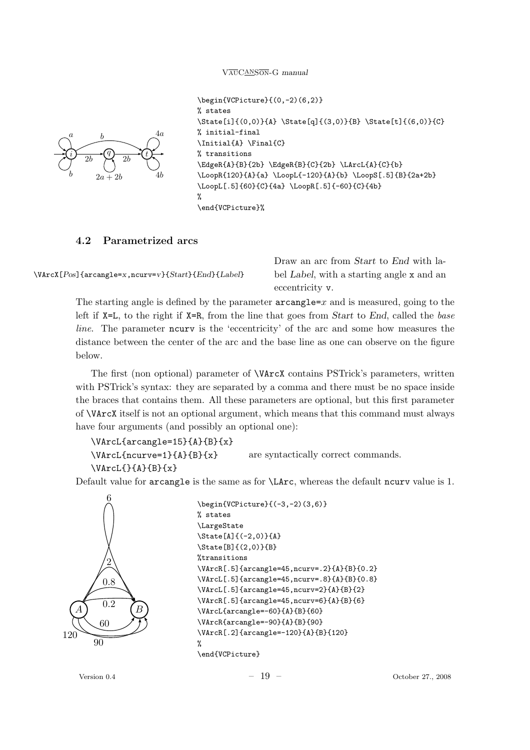```
\begin{VCPicture}{(0,-2)(6,2)}
% states
\State[i]{(0,0)}{A} \State[q]{(3,0)}{B} \State[t]{(6,0)}{C}
% initial-final
\Initial{A} \Final{C}
% transitions
\EdgeR{A}{B}{2b} \EdgeR{B}{C}{2b} \LArcL{A}{C}{b}
\LoopR{120}{A}{a} \LoopL{-120}{A}{b} \LoopS[.5]{B}{2a+2b}
\LoopL[.5]{60}{C}{4a} \LoopR[.5]{-60}{C}{4b}
%
\end{VCPicture}%
```

### 4.2 Parametrized arcs

`\VArcX[`*Pos*`]{arcangle=`*x*`,ncurv=`*v*`}{`*Start*`}{`*End*`}{`*Label*`}`

Draw an arc from *Start* to *End* with label *Label*, with a starting angle `x` and an eccentricity `v`.

The starting angle is defined by the parameter `arcangle=`*x* and is measured, going to the left if `X=L`, to the right if `X=R`, from the line that goes from *Start* to *End*, called the *base line*. The parameter `ncurv` is the 'eccentricity' of the arc and some how measures the distance between the center of the arc and the base line as one can observe on the figure below.

The first (non optional) parameter of `\VArcX` contains PSTrick's parameters, written with PSTrick's syntax: they are separated by a comma and there must be no space inside the braces that contains them. All these parameters are optional, but this first parameter of `\VArcX` itself is not an optional argument, which means that this command must always have four arguments (and possibly an optional one):

```
\VArcL{arcangle=15}{A}{B}{x}
\VArcL{ncurve=1}{A}{B}{x}
\VArcL{}{A}{B}{x}
```

are syntactically correct commands.

Default value for `arcangle` is the same as for `\LArc`, whereas the default `ncurv` value is 1.

```
\begin{VCPicture}{(-3,-2)(3,6)}
% states
\LargeState
\State[A]{(-2,0)}{A}
\State[B]{(2,0)}{B}
%transitions
\VArcR[.5]{arcangle=45,ncurv=.2}{A}{B}{0.2}
\VArcL[.5]{arcangle=45,ncurv=.8}{A}{B}{0.8}
\VArcL[.5]{arcangle=45,ncurv=2}{A}{B}{2}
\VArcR[.5]{arcangle=45,ncurv=6}{A}{B}{6}
\VArcL{arcangle=-60}{A}{B}{60}
\VArcR{arcangle=-90}{A}{B}{90}
\VArcR[.2]{arcangle=-120}{A}{B}{120}
%
\end{VCPicture}
```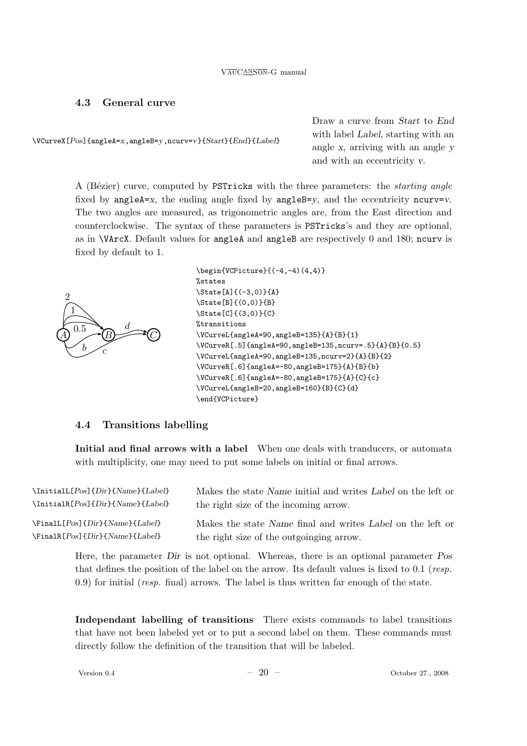### 4.3 General curve

| | |
|---|---|
| `\VCurveX[Pos]{angleA=x,angleB=y,ncurv=v}{Start}{End}{Label}` | Draw a curve from *Start* to *End* with label *Label*, starting with an angle *x*, arriving with an angle *y* and with an eccentricity *v*. |

A (Bézier) curve, computed by `PSTricks` with the three parameters: the *starting angle* fixed by `angleA=x`, the ending angle fixed by `angleB=y`, and the eccentricity `ncurv=v`. The two angles are measured, as trigonometric angles are, from the East direction and counterclockwise. The syntax of these parameters is `PSTricks`'s and they are optional, as in `\VArcX`. Default values for `angleA` and `angleB` are respectively 0 and 180; `ncurv` is fixed by default to 1.

```
\begin{VCPicture}{(-4,-4)(4,4)}
%states
\State[A]{(-3,0)}{A}
\State[B]{(0,0)}{B}
\State[C]{(3,0)}{C}
%transitions
\VCurveL{angleA=90,angleB=135}{A}{B}{1}
\VCurveR[.5]{angleA=90,angleB=135,ncurv=.5}{A}{B}{0.5}
\VCurveL{angleA=90,angleB=135,ncurv=2}{A}{B}{2}
\VCurveR[.6]{angleA=-80,angleB=175}{A}{B}{b}
\VCurveR[.6]{angleA=-80,angleB=175}{A}{C}{c}
\VCurveL{angleB=20,angleB=160}{B}{C}{d}
\end{VCPicture}
```

### 4.4 Transitions labelling

**Initial and final arrows with a label** When one deals with tranducers, or automata with multiplicity, one may need to put some labels on initial or final arrows.

| | |
|---|---|
| `\InitialL[Pos]{Dir}{Name}{Label}`<br>`\InitialR[Pos]{Dir}{Name}{Label}` | Makes the state *Name* initial and writes *Label* on the left or the right size of the incoming arrow. |
| `\FinalL[Pos]{Dir}{Name}{Label}`<br>`\FinalR[Pos]{Dir}{Name}{Label}` | Makes the state *Name* final and writes *Label* on the left or the right size of the outgoinging arrow. |

Here, the parameter *Dir* is not optional. Whereas, there is an optional parameter *Pos* that defines the position of the label on the arrow. Its default values is fixed to 0.1 (*resp.* 0.9) for initial (*resp.* final) arrows. The label is thus written far enough of the state.

**Independant labelling of transitions** There exists commands to label transitions that have not been labeled yet or to put a second label on them. These commands must directly follow the definition of the transition that will be labeled.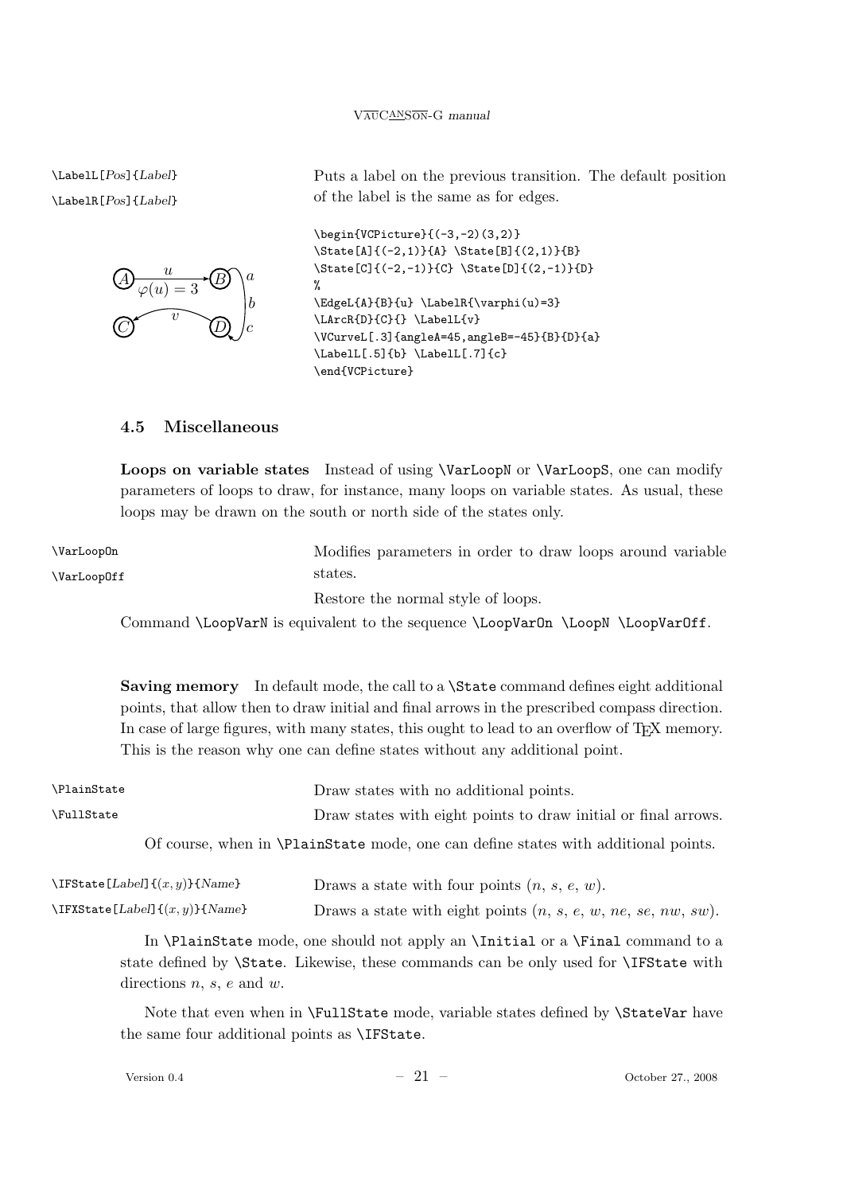`\LabelL[Pos]{Label}`

`\LabelR[Pos]{Label}`

Puts a label on the previous transition. The default position of the label is the same as for edges.

```
\begin{VCPicture}{(-3,-2)(3,2)}
\State[A]{(-2,1)}{A} \State[B]{(2,1)}{B}
\State[C]{(-2,-1)}{C} \State[D]{(2,-1)}{D}
%
\EdgeL{A}{B}{u} \LabelR{\varphi(u)=3}
\LArcR{D}{C}{} \LabelL{v}
\VCurveL[.3]{angleA=45,angleB=-45}{B}{D}{a}
\LabelL[.5]{b} \LabelL[.7]{c}
\end{VCPicture}
```

### 4.5 Miscellaneous

**Loops on variable states** Instead of using `\VarLoopN` or `\VarLoopS`, one can modify parameters of loops to draw, for instance, many loops on variable states. As usual, these loops may be drawn on the south or north side of the states only.

`\VarLoopOn`

`\VarLoopOff`

Modifies parameters in order to draw loops around variable states.

Restore the normal style of loops.

Command `\LoopVarN` is equivalent to the sequence `\LoopVarOn \LoopN \LoopVarOff`.

**Saving memory** In default mode, the call to a `\State` command defines eight additional points, that allow then to draw initial and final arrows in the prescribed compass direction. In case of large figures, with many states, this ought to lead to an overflow of TEX memory. This is the reason why one can define states without any additional point.

`\PlainState` Draw states with no additional points.

`\FullState` Draw states with eight points to draw initial or final arrows.

Of course, when in `\PlainState` mode, one can define states with additional points.

`\IFState[Label]{(x,y)}{Name}` Draws a state with four points ($n$, $s$, $e$, $w$).

`\IFXState[Label]{(x,y)}{Name}` Draws a state with eight points ($n$, $s$, $e$, $w$, $ne$, $se$, $nw$, $sw$).

In `\PlainState` mode, one should not apply an `\Initial` or a `\Final` command to a state defined by `\State`. Likewise, these commands can be only used for `\IFState` with directions $n$, $s$, $e$ and $w$.

Note that even when in `\FullState` mode, variable states defined by `\StateVar` have the same four additional points as `\IFState`.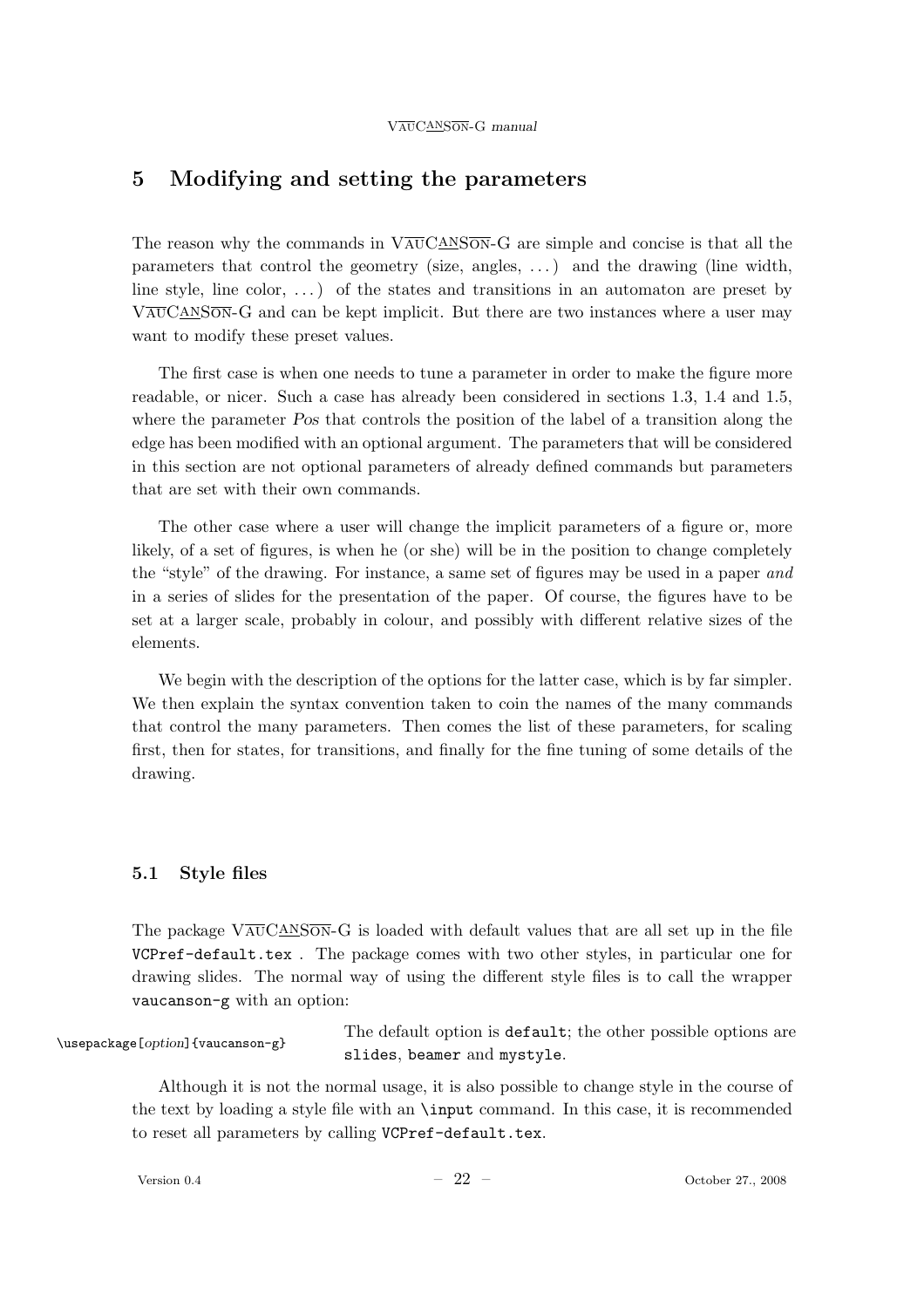# 5 Modifying and setting the parameters

The reason why the commands in VAUCANSON-G are simple and concise is that all the parameters that control the geometry (size, angles, ...) and the drawing (line width, line style, line color, ...) of the states and transitions in an automaton are preset by VAUCANSON-G and can be kept implicit. But there are two instances where a user may want to modify these preset values.

The first case is when one needs to tune a parameter in order to make the figure more readable, or nicer. Such a case has already been considered in sections 1.3, 1.4 and 1.5, where the parameter *Pos* that controls the position of the label of a transition along the edge has been modified with an optional argument. The parameters that will be considered in this section are not optional parameters of already defined commands but parameters that are set with their own commands.

The other case where a user will change the implicit parameters of a figure or, more likely, of a set of figures, is when he (or she) will be in the position to change completely the "style" of the drawing. For instance, a same set of figures may be used in a paper *and* in a series of slides for the presentation of the paper. Of course, the figures have to be set at a larger scale, probably in colour, and possibly with different relative sizes of the elements.

We begin with the description of the options for the latter case, which is by far simpler. We then explain the syntax convention taken to coin the names of the many commands that control the many parameters. Then comes the list of these parameters, for scaling first, then for states, for transitions, and finally for the fine tuning of some details of the drawing.

## 5.1 Style files

The package VAUCANSON-G is loaded with default values that are all set up in the file `VCPref-default.tex` . The package comes with two other styles, in particular one for drawing slides. The normal way of using the different style files is to call the wrapper `vaucanson-g` with an option:

`\usepackage[`*option*`]{vaucanson-g}` The default option is `default`; the other possible options are `slides`, `beamer` and `mystyle`.

Although it is not the normal usage, it is also possible to change style in the course of the text by loading a style file with an `\input` command. In this case, it is recommended to reset all parameters by calling `VCPref-default.tex`.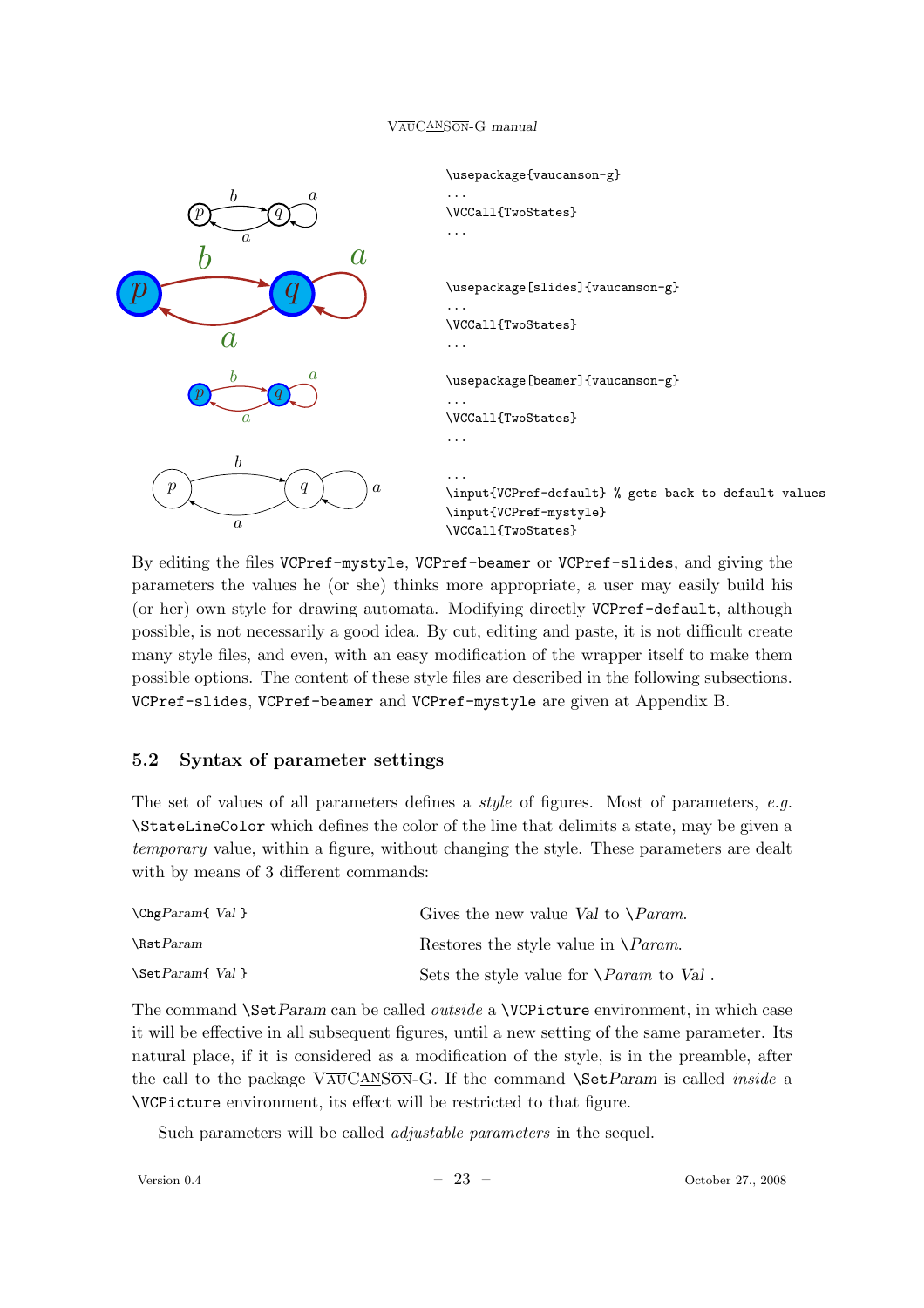```
\usepackage{vaucanson-g}
...
\VCCall{TwoStates}
...
```

```
\usepackage[slides]{vaucanson-g}
...
\VCCall{TwoStates}
...
```

```
\usepackage[beamer]{vaucanson-g}
...
\VCCall{TwoStates}
...
```

```
...
\input{VCPref-default} % gets back to default values
\input{VCPref-mystyle}
\VCCall{TwoStates}
```

By editing the files `VCPref-mystyle`, `VCPref-beamer` or `VCPref-slides`, and giving the parameters the values he (or she) thinks more appropriate, a user may easily build his (or her) own style for drawing automata. Modifying directly `VCPref-default`, although possible, is not necessarily a good idea. By cut, editing and paste, it is not difficult create many style files, and even, with an easy modification of the wrapper itself to make them possible options. The content of these style files are described in the following subsections. `VCPref-slides`, `VCPref-beamer` and `VCPref-mystyle` are given at Appendix B.

## 5.2 Syntax of parameter settings

The set of values of all parameters defines a *style* of figures. Most of parameters, *e.g.* `\StateLineColor` which defines the color of the line that delimits a state, may be given a *temporary* value, within a figure, without changing the style. These parameters are dealt with by means of 3 different commands:

| | |
|---|---|
| `\Chg`*Param*`{` *Val* `}` | Gives the new value *Val* to \\*Param*. |
| `\Rst`*Param* | Restores the style value in \\*Param*. |
| `\Set`*Param*`{` *Val* `}` | Sets the style value for \\*Param* to *Val* . |

The command `\Set`*Param* can be called *outside* a `\VCPicture` environment, in which case it will be effective in all subsequent figures, until a new setting of the same parameter. Its natural place, if it is considered as a modification of the style, is in the preamble, after the call to the package VAUCANSON-G. If the command `\Set`*Param* is called *inside* a `\VCPicture` environment, its effect will be restricted to that figure.

Such parameters will be called *adjustable parameters* in the sequel.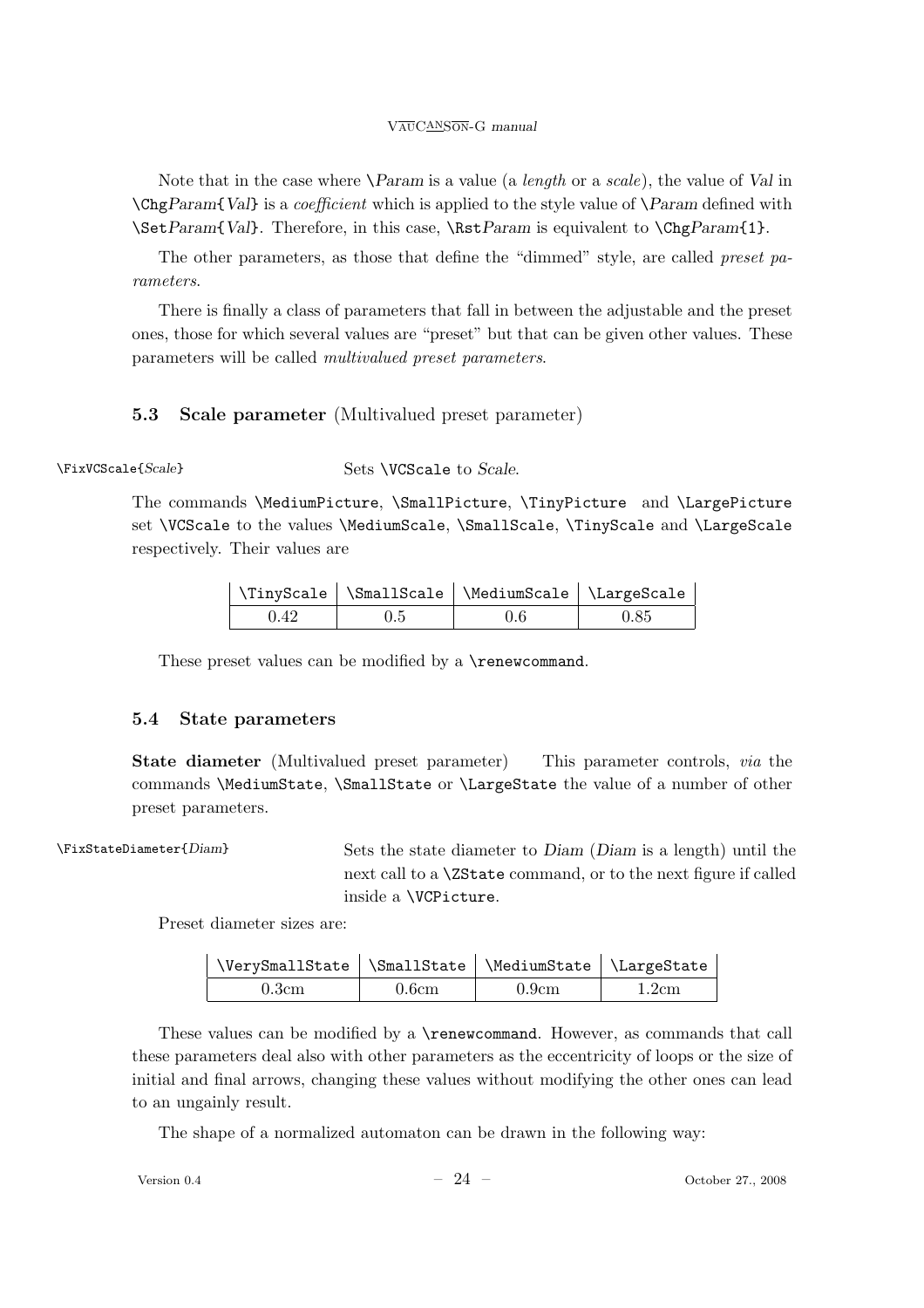Note that in the case where \*Param* is a value (a *length* or a *scale*), the value of *Val* in `\Chg`*Param*`{`*Val*`}` is a *coefficient* which is applied to the style value of \*Param* defined with `\Set`*Param*`{`*Val*`}`. Therefore, in this case, `\Rst`*Param* is equivalent to `\Chg`*Param*`{1}`.

The other parameters, as those that define the "dimmed" style, are called *preset parameters*.

There is finally a class of parameters that fall in between the adjustable and the preset ones, those for which several values are "preset" but that can be given other values. These parameters will be called *multivalued preset parameters*.

### 5.3 Scale parameter (Multivalued preset parameter)

`\FixVCScale{`*Scale*`}` Sets `\VCScale` to *Scale*.

The commands `\MediumPicture`, `\SmallPicture`, `\TinyPicture` and `\LargePicture` set `\VCScale` to the values `\MediumScale`, `\SmallScale`, `\TinyScale` and `\LargeScale` respectively. Their values are

| `\TinyScale` | `\SmallScale` | `\MediumScale` | `\LargeScale` |
|---|---|---|---|
| 0.42 | 0.5 | 0.6 | 0.85 |

These preset values can be modified by a `\renewcommand`.

### 5.4 State parameters

**State diameter** (Multivalued preset parameter) This parameter controls, *via* the commands `\MediumState`, `\SmallState` or `\LargeState` the value of a number of other preset parameters.

`\FixStateDiameter{`*Diam*`}` Sets the state diameter to *Diam* (*Diam* is a length) until the next call to a `\ZState` command, or to the next figure if called inside a `\VCPicture`.

Preset diameter sizes are:

| `\VerySmallState` | `\SmallState` | `\MediumState` | `\LargeState` |
|---|---|---|---|
| 0.3cm | 0.6cm | 0.9cm | 1.2cm |

These values can be modified by a `\renewcommand`. However, as commands that call these parameters deal also with other parameters as the eccentricity of loops or the size of initial and final arrows, changing these values without modifying the other ones can lead to an ungainly result.

The shape of a normalized automaton can be drawn in the following way: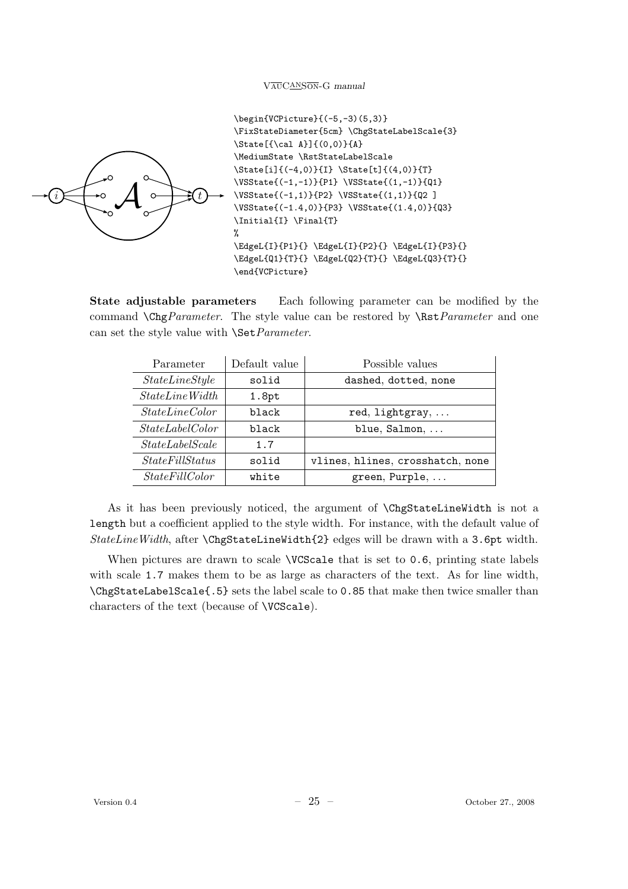```
\begin{VCPicture}{(-5,-3)(5,3)}
\FixStateDiameter{5cm} \ChgStateLabelScale{3}
\State[{\cal A}]{(0,0)}{A}
\MediumState \RstStateLabelScale
\State[i]{(-4,0)}{I} \State[t]{(4,0)}{T}
\VSState{(-1,-1)}{P1} \VSState{(1,-1)}{Q1}
\VSState{(-1,1)}{P2} \VSState{(1,1)}{Q2 ]
\VSState{(-1.4,0)}{P3} \VSState{(1.4,0)}{Q3}
\Initial{I} \Final{T}
%
\EdgeL{I}{P1}{} \EdgeL{I}{P2}{} \EdgeL{I}{P3}{}
\EdgeL{Q1}{T}{} \EdgeL{Q2}{T}{} \EdgeL{Q3}{T}{}
\end{VCPicture}
```

**State adjustable parameters** Each following parameter can be modified by the command `\Chg`*Parameter*. The style value can be restored by `\Rst`*Parameter* and one can set the style value with `\Set`*Parameter*.

| Parameter | Default value | Possible values |
|---|---|---|
| *StateLineStyle* | `solid` | `dashed`, `dotted`, `none` |
| *StateLineWidth* | `1.8pt` | |
| *StateLineColor* | `black` | `red`, `lightgray`, ... |
| *StateLabelColor* | `black` | `blue`, `Salmon`, ... |
| *StateLabelScale* | `1.7` | |
| *StateFillStatus* | `solid` | `vlines`, `hlines`, `crosshatch`, `none` |
| *StateFillColor* | `white` | `green`, `Purple`, ... |

As it has been previously noticed, the argument of `\ChgStateLineWidth` is not a `length` but a coefficient applied to the style width. For instance, with the default value of *StateLineWidth*, after `\ChgStateLineWidth{2}` edges will be drawn with a `3.6pt` width.

When pictures are drawn to scale `\VCScale` that is set to `0.6`, printing state labels with scale `1.7` makes them to be as large as characters of the text. As for line width, `\ChgStateLabelScale{.5}` sets the label scale to `0.85` that make then twice smaller than characters of the text (because of `\VCScale`).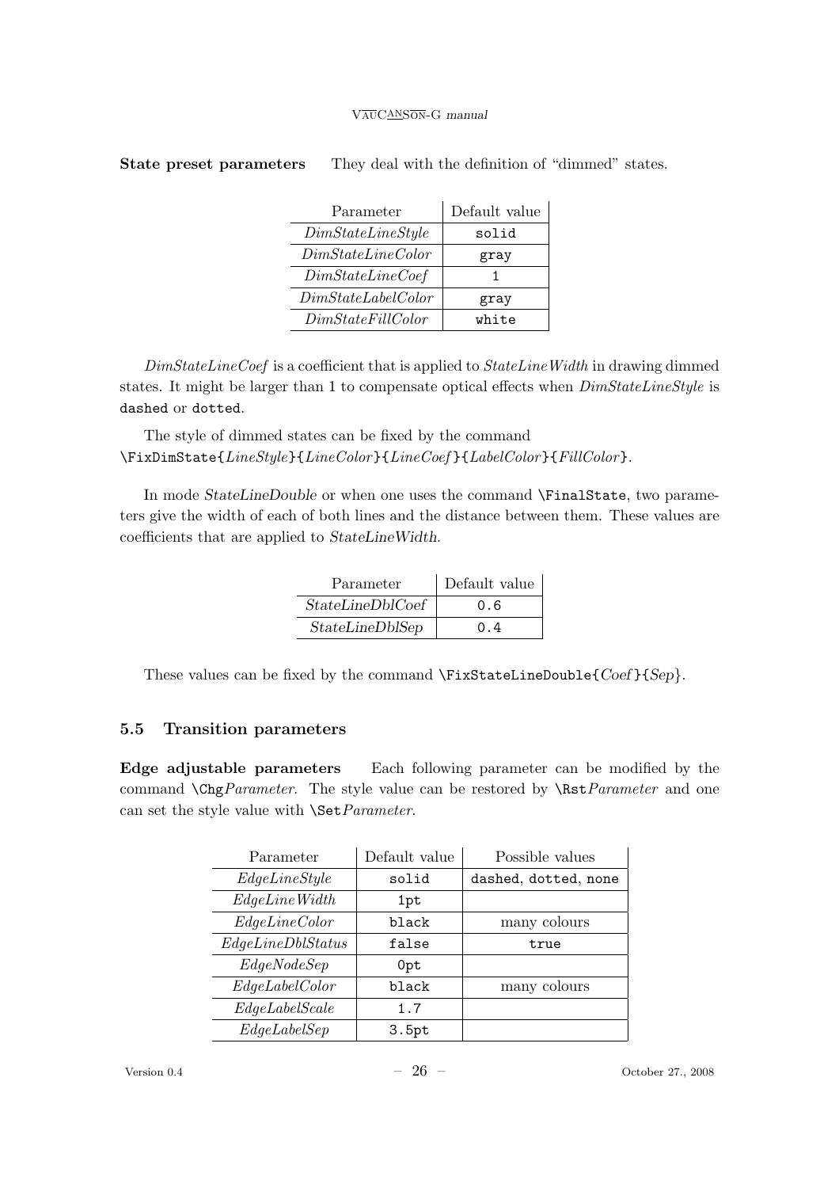**State preset parameters** They deal with the definition of "dimmed" states.

| Parameter | Default value |
|---|---|
| *DimStateLineStyle* | `solid` |
| *DimStateLineColor* | `gray` |
| *DimStateLineCoef* | `1` |
| *DimStateLabelColor* | `gray` |
| *DimStateFillColor* | `white` |

*DimStateLineCoef* is a coefficient that is applied to *StateLineWidth* in drawing dimmed states. It might be larger than 1 to compensate optical effects when *DimStateLineStyle* is `dashed` or `dotted`.

The style of dimmed states can be fixed by the command
`\FixDimState{`*LineStyle*`}{`*LineColor*`}{`*LineCoef*`}{`*LabelColor*`}{`*FillColor*`}`.

In mode *StateLineDouble* or when one uses the command `\FinalState`, two parameters give the width of each of both lines and the distance between them. These values are coefficients that are applied to *StateLineWidth*.

| Parameter | Default value |
|---|---|
| *StateLineDblCoef* | `0.6` |
| *StateLineDblSep* | `0.4` |

These values can be fixed by the command `\FixStateLineDouble{`*Coef*`}{`*Sep*`}`.

### 5.5 Transition parameters

**Edge adjustable parameters** Each following parameter can be modified by the command `\Chg`*Parameter*. The style value can be restored by `\Rst`*Parameter* and one can set the style value with `\Set`*Parameter*.

| Parameter | Default value | Possible values |
|---|---|---|
| *EdgeLineStyle* | `solid` | `dashed`, `dotted`, `none` |
| *EdgeLineWidth* | `1pt` | |
| *EdgeLineColor* | `black` | many colours |
| *EdgeLineDblStatus* | `false` | `true` |
| *EdgeNodeSep* | `0pt` | |
| *EdgeLabelColor* | `black` | many colours |
| *EdgeLabelScale* | `1.7` | |
| *EdgeLabelSep* | `3.5pt` | |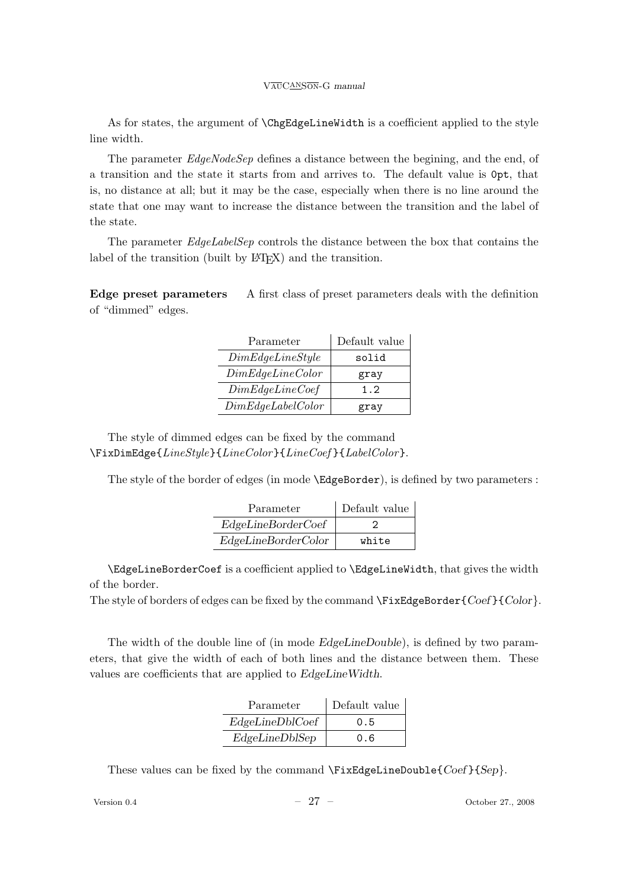As for states, the argument of `\ChgEdgeLineWidth` is a coefficient applied to the style line width.

The parameter *EdgeNodeSep* defines a distance between the begining, and the end, of a transition and the state it starts from and arrives to. The default value is `0pt`, that is, no distance at all; but it may be the case, especially when there is no line around the state that one may want to increase the distance between the transition and the label of the state.

The parameter *EdgeLabelSep* controls the distance between the box that contains the label of the transition (built by LaTeX) and the transition.

**Edge preset parameters** A first class of preset parameters deals with the definition of "dimmed" edges.

| Parameter | Default value |
| --- | --- |
| *DimEdgeLineStyle* | `solid` |
| *DimEdgeLineColor* | `gray` |
| *DimEdgeLineCoef* | `1.2` |
| *DimEdgeLabelColor* | `gray` |

The style of dimmed edges can be fixed by the command `\FixDimEdge{`*LineStyle*`}{`*LineColor*`}{`*LineCoef*`}{`*LabelColor*`}`.

The style of the border of edges (in mode `\EdgeBorder`), is defined by two parameters :

| Parameter | Default value |
| --- | --- |
| *EdgeLineBorderCoef* | `2` |
| *EdgeLineBorderColor* | `white` |

`\EdgeLineBorderCoef` is a coefficient applied to `\EdgeLineWidth`, that gives the width of the border.
The style of borders of edges can be fixed by the command `\FixEdgeBorder{`*Coef*`}{`*Color*`}`.

The width of the double line of (in mode *EdgeLineDouble*), is defined by two parameters, that give the width of each of both lines and the distance between them. These values are coefficients that are applied to *EdgeLineWidth*.

| Parameter | Default value |
| --- | --- |
| *EdgeLineDblCoef* | `0.5` |
| *EdgeLineDblSep* | `0.6` |

These values can be fixed by the command `\FixEdgeLineDouble{`*Coef*`}{`*Sep*`}`.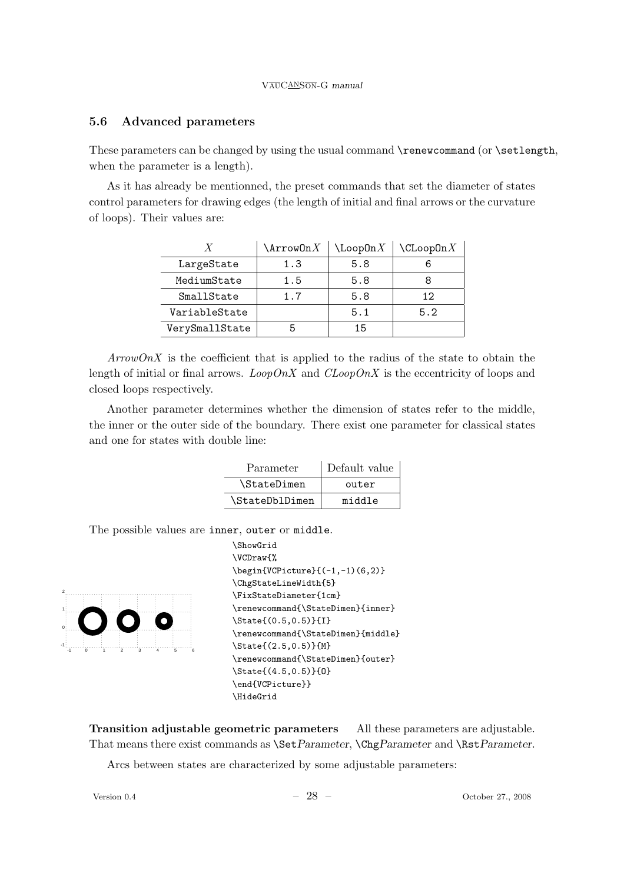### 5.6 Advanced parameters

These parameters can be changed by using the usual command `\renewcommand` (or `\setlength`, when the parameter is a length).

As it has already be mentionned, the preset commands that set the diameter of states control parameters for drawing edges (the length of initial and final arrows or the curvature of loops). Their values are:

| $X$ | `\ArrowOn`$X$ | `\LoopOn`$X$ | `\CLoopOn`$X$ |
|---|---|---|---|
| LargeState | 1.3 | 5.8 | 6 |
| MediumState | 1.5 | 5.8 | 8 |
| SmallState | 1.7 | 5.8 | 12 |
| VariableState | | 5.1 | 5.2 |
| VerySmallState | 5 | 15 | |

*ArrowOnX* is the coefficient that is applied to the radius of the state to obtain the length of initial or final arrows. *LoopOnX* and *CLoopOnX* is the eccentricity of loops and closed loops respectively.

Another parameter determines whether the dimension of states refer to the middle, the inner or the outer side of the boundary. There exist one parameter for classical states and one for states with double line:

| Parameter | Default value |
|---|---|
| `\StateDimen` | outer |
| `\StateDblDimen` | middle |

The possible values are `inner`, `outer` or `middle`.

```
\ShowGrid
\VCDraw{%
\begin{VCPicture}{(-1,-1)(6,2)}
\ChgStateLineWidth{5}
\FixStateDiameter{1cm}
\renewcommand{\StateDimen}{inner}
\State{(0.5,0.5)}{I}
\renewcommand{\StateDimen}{middle}
\State{(2.5,0.5)}{M}
\renewcommand{\StateDimen}{outer}
\State{(4.5,0.5)}{O}
\end{VCPicture}}
\HideGrid
```

**Transition adjustable geometric parameters** All these parameters are adjustable. That means there exist commands as `\Set`*Parameter*, `\Chg`*Parameter* and `\Rst`*Parameter*.

Arcs between states are characterized by some adjustable parameters: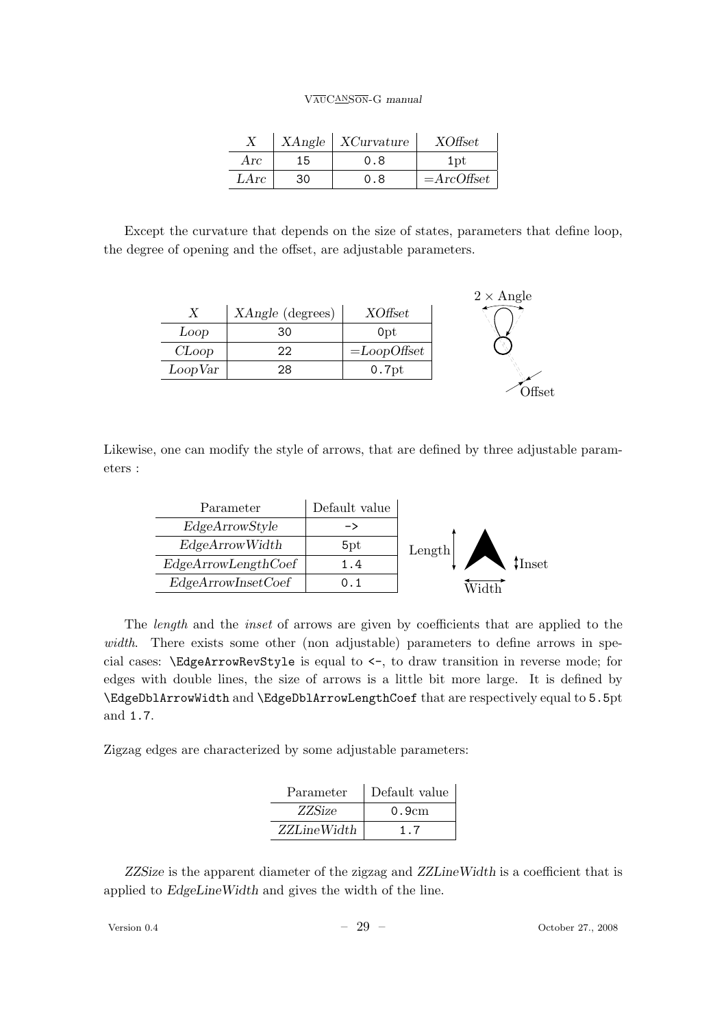| *X* | *XAngle* | *XCurvature* | *XOffset* |
|---|---|---|---|
| *Arc* | 15 | 0.8 | 1pt |
| *LArc* | 30 | 0.8 | =*ArcOffset* |

Except the curvature that depends on the size of states, parameters that define loop, the degree of opening and the offset, are adjustable parameters.

| *X* | *XAngle* (degrees) | *XOffset* |
|---|---|---|
| *Loop* | 30 | 0pt |
| *CLoop* | 22 | =*LoopOffset* |
| *LoopVar* | 28 | 0.7pt |

Likewise, one can modify the style of arrows, that are defined by three adjustable parameters :

| Parameter | Default value |
|---|---|
| *EdgeArrowStyle* | -> |
| *EdgeArrowWidth* | 5pt |
| *EdgeArrowLengthCoef* | 1.4 |
| *EdgeArrowInsetCoef* | 0.1 |

The *length* and the *inset* of arrows are given by coefficients that are applied to the *width*. There exists some other (non adjustable) parameters to define arrows in special cases: `\EdgeArrowRevStyle` is equal to `<-`, to draw transition in reverse mode; for edges with double lines, the size of arrows is a little bit more large. It is defined by `\EdgeDblArrowWidth` and `\EdgeDblArrowLengthCoef` that are respectively equal to 5.5pt and 1.7.

Zigzag edges are characterized by some adjustable parameters:

| Parameter | Default value |
|---|---|
| *ZZSize* | 0.9cm |
| *ZZLineWidth* | 1.7 |

*ZZSize* is the apparent diameter of the zigzag and *ZZLineWidth* is a coefficient that is applied to *EdgeLineWidth* and gives the width of the line.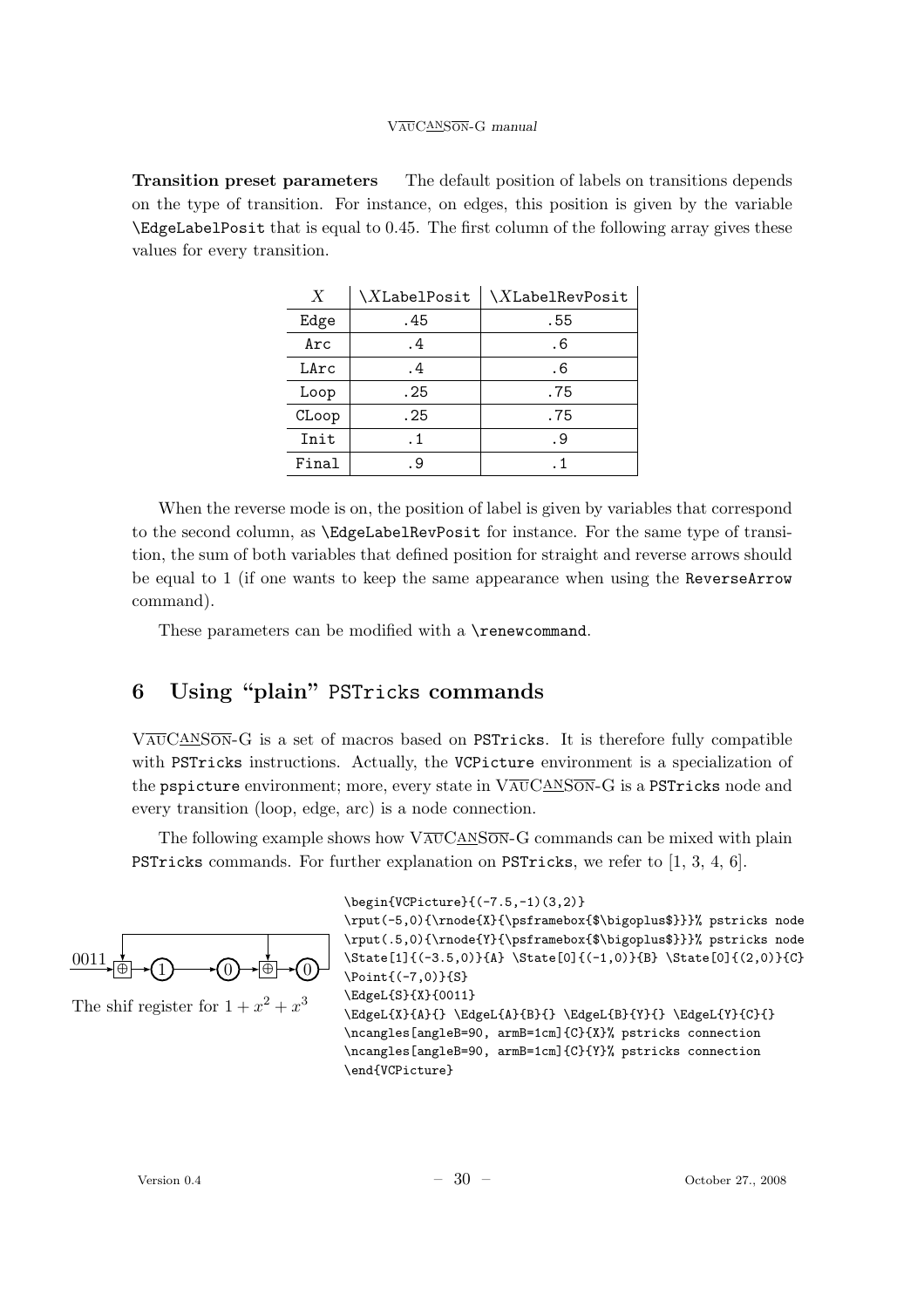**Transition preset parameters** The default position of labels on transitions depends on the type of transition. For instance, on edges, this position is given by the variable `\EdgeLabelPosit` that is equal to 0.45. The first column of the following array gives these values for every transition.

| $X$ | `\XLabelPosit` | `\XLabelRevPosit` |
|---|---|---|
| `Edge` | `.45` | `.55` |
| `Arc` | `.4` | `.6` |
| `LArc` | `.4` | `.6` |
| `Loop` | `.25` | `.75` |
| `CLoop` | `.25` | `.75` |
| `Init` | `.1` | `.9` |
| `Final` | `.9` | `.1` |

When the reverse mode is on, the position of label is given by variables that correspond to the second column, as `\EdgeLabelRevPosit` for instance. For the same type of transition, the sum of both variables that defined position for straight and reverse arrows should be equal to 1 (if one wants to keep the same appearance when using the `ReverseArrow` command).

These parameters can be modified with a `\renewcommand`.

## 6 Using "plain" PSTricks commands

VAUCANSON-G is a set of macros based on `PSTricks`. It is therefore fully compatible with `PSTricks` instructions. Actually, the `VCPicture` environment is a specialization of the `pspicture` environment; more, every state in VAUCANSON-G is a `PSTricks` node and every transition (loop, edge, arc) is a node connection.

The following example shows how VAUCANSON-G commands can be mixed with plain `PSTricks` commands. For further explanation on `PSTricks`, we refer to [1, 3, 4, 6].

The shif register for $1 + x^2 + x^3$

```
\begin{VCPicture}{(-7.5,-1)(3,2)}
\rput(-5,0){\rnode{X}{\psframebox{$\bigoplus$}}}% pstricks node
\rput(.5,0){\rnode{Y}{\psframebox{$\bigoplus$}}}% pstricks node
\State[1]{(-3.5,0)}{A} \State[0]{(-1,0)}{B} \State[0]{(2,0)}{C}
\Point{(-7,0)}{S}
\EdgeL{S}{X}{0011}
\EdgeL{X}{A}{} \EdgeL{A}{B}{} \EdgeL{B}{Y}{} \EdgeL{Y}{C}{}
\ncangles[angleB=90, armB=1cm]{C}{X}% pstricks connection
\ncangles[angleB=90, armB=1cm]{C}{Y}% pstricks connection
\end{VCPicture}
```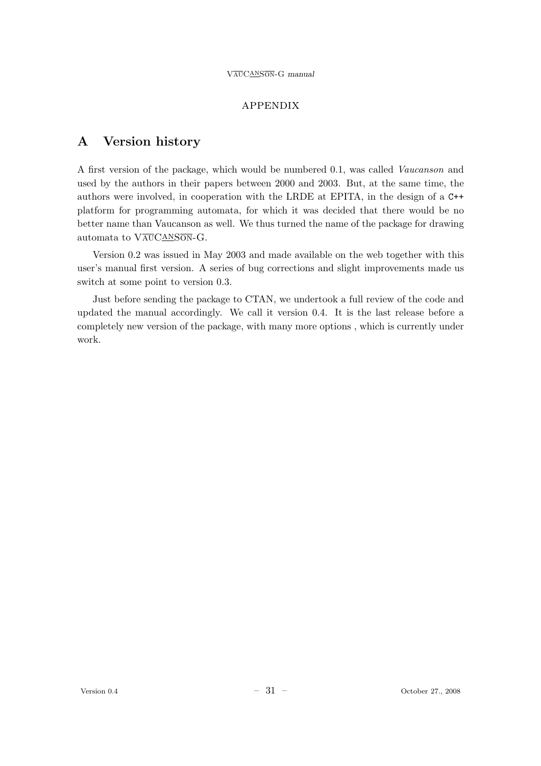APPENDIX

# A Version history

A first version of the package, which would be numbered 0.1, was called *Vaucanson* and used by the authors in their papers between 2000 and 2003. But, at the same time, the authors were involved, in cooperation with the LRDE at EPITA, in the design of a C++ platform for programming automata, for which it was decided that there would be no better name than Vaucanson as well. We thus turned the name of the package for drawing automata to VAUCANSON-G.

Version 0.2 was issued in May 2003 and made available on the web together with this user's manual first version. A series of bug corrections and slight improvements made us switch at some point to version 0.3.

Just before sending the package to CTAN, we undertook a full review of the code and updated the manual accordingly. We call it version 0.4. It is the last release before a completely new version of the package, with many more options , which is currently under work.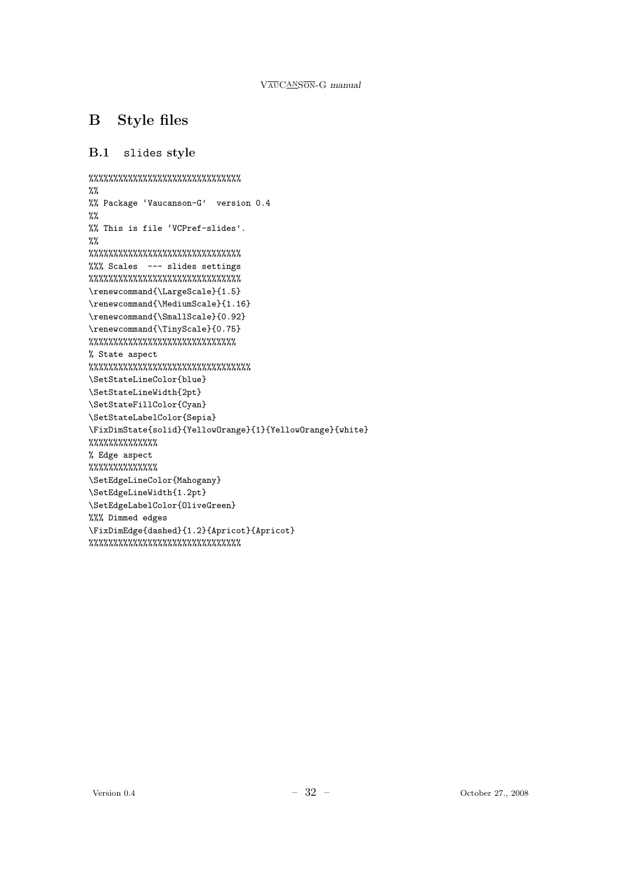## B Style files

### B.1 slides style

```
%%%%%%%%%%%%%%%%%%%%%%%%%%%%%%%
%%
%% Package 'Vaucanson-G'  version 0.4
%%
%% This is file 'VCPref-slides'.
%%
%%%%%%%%%%%%%%%%%%%%%%%%%%%%%%%
%%% Scales  --- slides settings
%%%%%%%%%%%%%%%%%%%%%%%%%%%%%%%
\renewcommand{\LargeScale}{1.5}
\renewcommand{\MediumScale}{1.16}
\renewcommand{\SmallScale}{0.92}
\renewcommand{\TinyScale}{0.75}
%%%%%%%%%%%%%%%%%%%%%%%%%%%%%%
% State aspect
%%%%%%%%%%%%%%%%%%%%%%%%%%%%%%%%%
\SetStateLineColor{blue}
\SetStateLineWidth{2pt}
\SetStateFillColor{Cyan}
\SetStateLabelColor{Sepia}
\FixDimState{solid}{YellowOrange}{1}{YellowOrange}{white}
%%%%%%%%%%%%%%
% Edge aspect
%%%%%%%%%%%%%%
\SetEdgeLineColor{Mahogany}
\SetEdgeLineWidth{1.2pt}
\SetEdgeLabelColor{OliveGreen}
%%% Dimmed edges
\FixDimEdge{dashed}{1.2}{Apricot}{Apricot}
%%%%%%%%%%%%%%%%%%%%%%%%%%%%%%%
```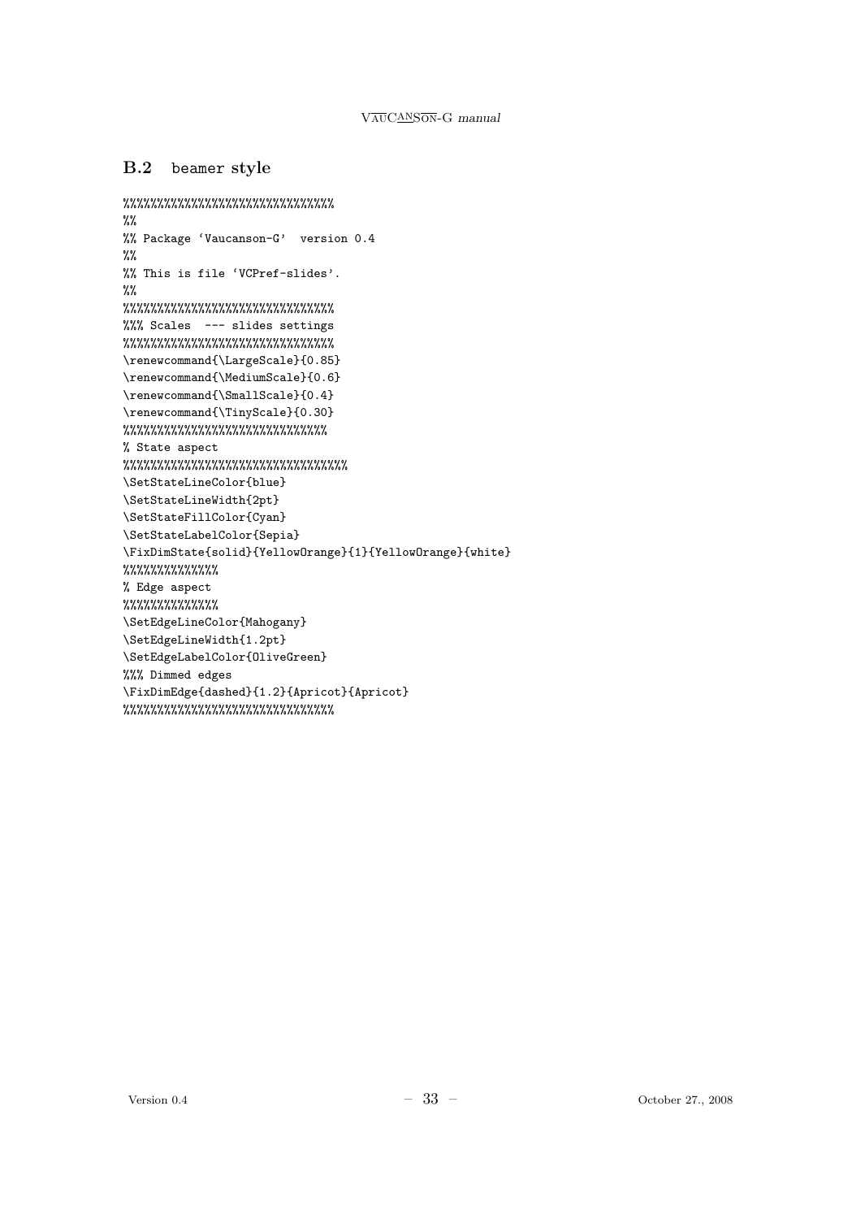## B.2 beamer style

```
%%%%%%%%%%%%%%%%%%%%%%%%%%%%%%%%
%%
%% Package 'Vaucanson-G'  version 0.4
%%
%% This is file 'VCPref-slides'.
%%
%%%%%%%%%%%%%%%%%%%%%%%%%%%%%%%%
%%% Scales  --- slides settings
%%%%%%%%%%%%%%%%%%%%%%%%%%%%%%%%
\renewcommand{\LargeScale}{0.85}
\renewcommand{\MediumScale}{0.6}
\renewcommand{\SmallScale}{0.4}
\renewcommand{\TinyScale}{0.30}
%%%%%%%%%%%%%%%%%%%%%%%%%%%%%%%
% State aspect
%%%%%%%%%%%%%%%%%%%%%%%%%%%%%%%%%%
\SetStateLineColor{blue}
\SetStateLineWidth{2pt}
\SetStateFillColor{Cyan}
\SetStateLabelColor{Sepia}
\FixDimState{solid}{YellowOrange}{1}{YellowOrange}{white}
%%%%%%%%%%%%%%
% Edge aspect
%%%%%%%%%%%%%%
\SetEdgeLineColor{Mahogany}
\SetEdgeLineWidth{1.2pt}
\SetEdgeLabelColor{OliveGreen}
%%% Dimmed edges
\FixDimEdge{dashed}{1.2}{Apricot}{Apricot}
%%%%%%%%%%%%%%%%%%%%%%%%%%%%%%%%
```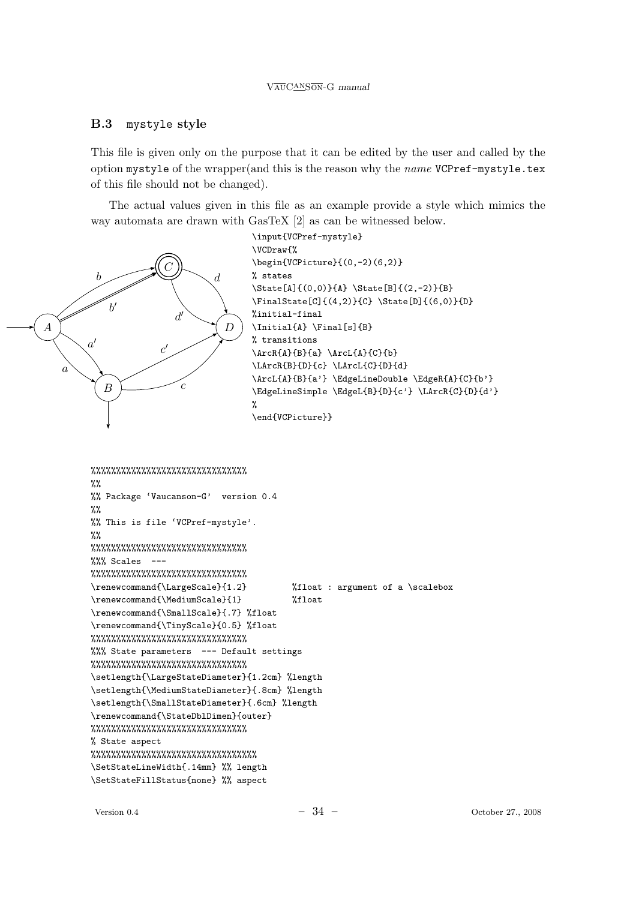### B.3 mystyle style

This file is given only on the purpose that it can be edited by the user and called by the option `mystyle` of the wrapper(and this is the reason why the *name* `VCPref-mystyle.tex` of this file should not be changed).

The actual values given in this file as an example provide a style which mimics the way automata are drawn with GasTeX [2] as can be witnessed below.

```
\input{VCPref-mystyle}
\VCDraw{%
\begin{VCPicture}{(0,-2)(6,2)}
% states
\State[A]{(0,0)}{A} \State[B]{(2,-2)}{B}
\FinalState[C]{(4,2)}{C} \State[D]{(6,0)}{D}
%initial-final
\Initial{A} \Final[s]{B}
% transitions
\ArcR{A}{B}{a} \ArcL{A}{C}{b}
\LArcR{B}{D}{c} \LArcL{C}{D}{d}
\ArcL{A}{B}{a'} \EdgeLineDouble \EdgeR{A}{C}{b'}
\EdgeLineSimple \EdgeL{B}{D}{c'} \LArcR{C}{D}{d'}
%
\end{VCPicture}}
```

```
%%%%%%%%%%%%%%%%%%%%%%%%%%%%%%%
%%
%% Package `Vaucanson-G'  version 0.4
%%
%% This is file `VCPref-mystyle'.
%%
%%%%%%%%%%%%%%%%%%%%%%%%%%%%%%%
%%% Scales  ---
%%%%%%%%%%%%%%%%%%%%%%%%%%%%%%%
\renewcommand{\LargeScale}{1.2}        %float : argument of a \scalebox
\renewcommand{\MediumScale}{1}         %float
\renewcommand{\SmallScale}{.7} %float
\renewcommand{\TinyScale}{0.5} %float
%%%%%%%%%%%%%%%%%%%%%%%%%%%%%%%
%%% State parameters  --- Default settings
%%%%%%%%%%%%%%%%%%%%%%%%%%%%%%%
\setlength{\LargeStateDiameter}{1.2cm} %length
\setlength{\MediumStateDiameter}{.8cm} %length
\setlength{\SmallStateDiameter}{.6cm} %length
\renewcommand{\StateDblDimen}{outer}
%%%%%%%%%%%%%%%%%%%%%%%%%%%%%%%
% State aspect
%%%%%%%%%%%%%%%%%%%%%%%%%%%%%%%%%
\SetStateLineWidth{.14mm} %% length
\SetStateFillStatus{none} %% aspect
```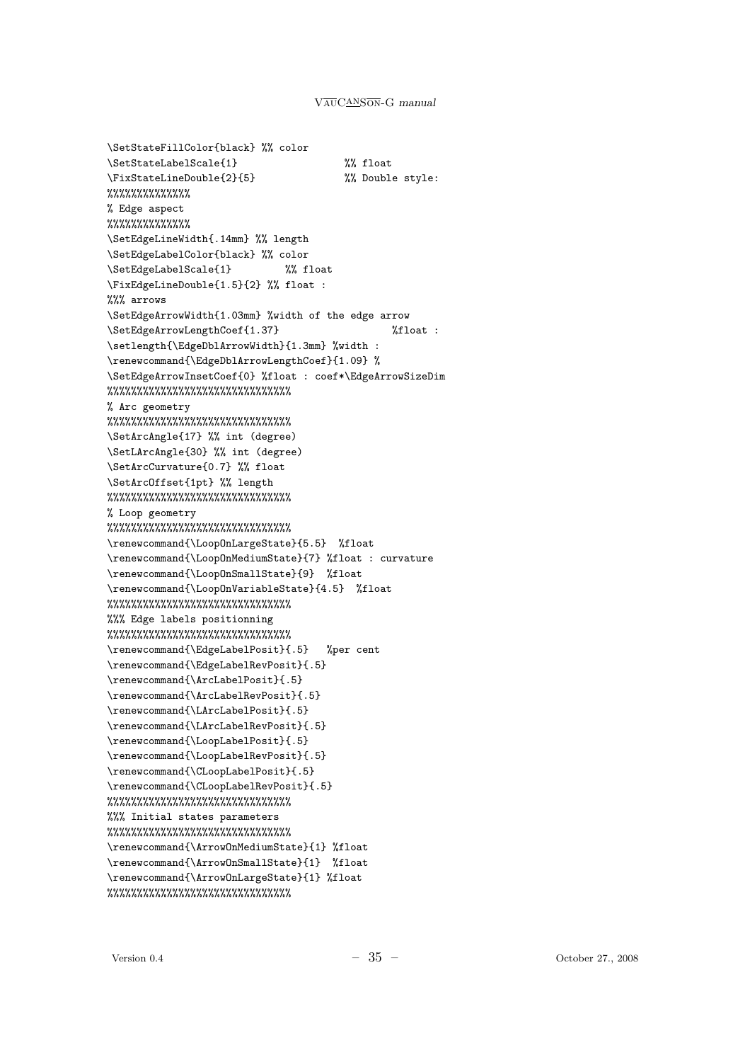```
\SetStateFillColor{black} %% color
\SetStateLabelScale{1}                  %% float
\FixStateLineDouble{2}{5}               %% Double style:
%%%%%%%%%%%%%%
% Edge aspect
%%%%%%%%%%%%%%
\SetEdgeLineWidth{.14mm} %% length
\SetEdgeLabelColor{black} %% color
\SetEdgeLabelScale{1}         %% float
\FixEdgeLineDouble{1.5}{2} %% float :
%%% arrows
\SetEdgeArrowWidth{1.03mm} %width of the edge arrow
\SetEdgeArrowLengthCoef{1.37}                   %float :
\setlength{\EdgeDblArrowWidth}{1.3mm} %width :
\renewcommand{\EdgeDblArrowLengthCoef}{1.09} %
\SetEdgeArrowInsetCoef{0} %float : coef*\EdgeArrowSizeDim
%%%%%%%%%%%%%%%%%%%%%%%%%%%%%%%
% Arc geometry
%%%%%%%%%%%%%%%%%%%%%%%%%%%%%%%
\SetArcAngle{17} %% int (degree)
\SetLArcAngle{30} %% int (degree)
\SetArcCurvature{0.7} %% float
\SetArcOffset{1pt} %% length
%%%%%%%%%%%%%%%%%%%%%%%%%%%%%%%
% Loop geometry
%%%%%%%%%%%%%%%%%%%%%%%%%%%%%%%
\renewcommand{\LoopOnLargeState}{5.5}  %float
\renewcommand{\LoopOnMediumState}{7} %float : curvature
\renewcommand{\LoopOnSmallState}{9}  %float
\renewcommand{\LoopOnVariableState}{4.5}  %float
%%%%%%%%%%%%%%%%%%%%%%%%%%%%%%%
%%% Edge labels positionning
%%%%%%%%%%%%%%%%%%%%%%%%%%%%%%%
\renewcommand{\EdgeLabelPosit}{.5}   %per cent
\renewcommand{\EdgeLabelRevPosit}{.5}
\renewcommand{\ArcLabelPosit}{.5}
\renewcommand{\ArcLabelRevPosit}{.5}
\renewcommand{\LArcLabelPosit}{.5}
\renewcommand{\LArcLabelRevPosit}{.5}
\renewcommand{\LoopLabelPosit}{.5}
\renewcommand{\LoopLabelRevPosit}{.5}
\renewcommand{\CLoopLabelPosit}{.5}
\renewcommand{\CLoopLabelRevPosit}{.5}
%%%%%%%%%%%%%%%%%%%%%%%%%%%%%%%
%%% Initial states parameters
%%%%%%%%%%%%%%%%%%%%%%%%%%%%%%%
\renewcommand{\ArrowOnMediumState}{1} %float
\renewcommand{\ArrowOnSmallState}{1}  %float
\renewcommand{\ArrowOnLargeState}{1} %float
%%%%%%%%%%%%%%%%%%%%%%%%%%%%%%%
```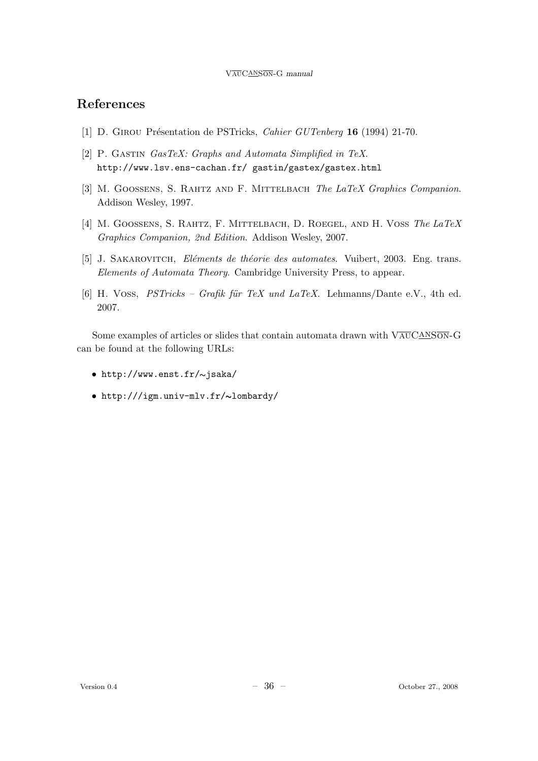## References

[1] D. Girou Présentation de PSTricks, *Cahier GUTenberg* **16** (1994) 21-70.

[2] P. Gastin *GasTeX: Graphs and Automata Simplified in TeX.* `http://www.lsv.ens-cachan.fr/ gastin/gastex/gastex.html`

[3] M. Goossens, S. Rahtz and F. Mittelbach *The LaTeX Graphics Companion.* Addison Wesley, 1997.

[4] M. Goossens, S. Rahtz, F. Mittelbach, D. Roegel, and H. Voss *The LaTeX Graphics Companion, 2nd Edition.* Addison Wesley, 2007.

[5] J. Sakarovitch, *Eléments de théorie des automates.* Vuibert, 2003. Eng. trans. *Elements of Automata Theory.* Cambridge University Press, to appear.

[6] H. Voss, *PSTricks – Grafik für TeX und LaTeX.* Lehmanns/Dante e.V., 4th ed. 2007.

Some examples of articles or slides that contain automata drawn with VAUCANSON-G can be found at the following URLs:

- `http://www.enst.fr/~jsaka/`
- `http:///igm.univ-mlv.fr/~lombardy/`